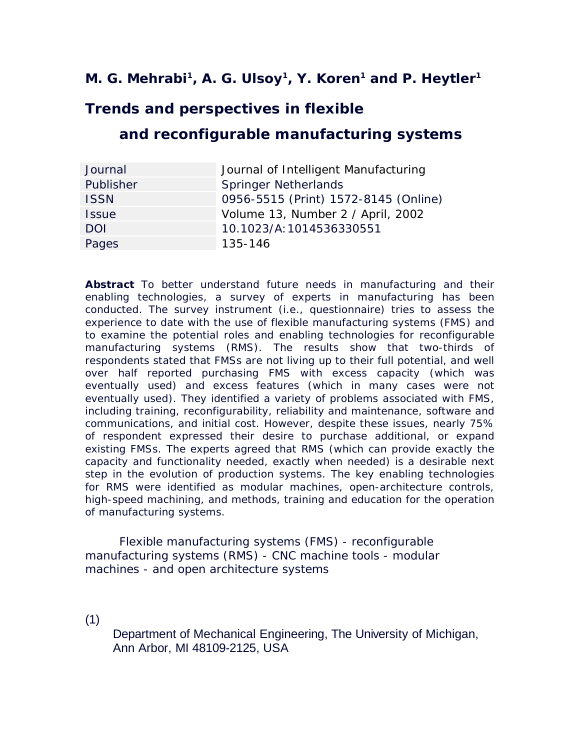**M. G. Mehrabi[1], A. G. Ulsoy[1], Y. Koren[1] and P. Heytler[1]**

# Trends and perspectives in flexible and reconfigurable manufacturing systems

| Journal | Journal of Intelligent Manufacturing |
|---|---|
| Publisher | Springer Netherlands |
| ISSN | 0956-5515 (Print) 1572-8145 (Online) |
| Issue | Volume 13, Number 2 / April, 2002 |
| DOI | 10.1023/A:1014536330551 |
| Pages | 135-146 |

**Abstract** To better understand future needs in manufacturing and their enabling technologies, a survey of experts in manufacturing has been conducted. The survey instrument (i.e., questionnaire) tries to assess the experience to date with the use of flexible manufacturing systems (FMS) and to examine the potential roles and enabling technologies for reconfigurable manufacturing systems (RMS). The results show that two-thirds of respondents stated that FMSs are not living up to their full potential, and well over half reported purchasing FMS with excess capacity (which was eventually used) and excess features (which in many cases were not eventually used). They identified a variety of problems associated with FMS, including training, reconfigurability, reliability and maintenance, software and communications, and initial cost. However, despite these issues, nearly 75% of respondent expressed their desire to purchase additional, or expand existing FMSs. The experts agreed that RMS (which can provide exactly the capacity and functionality needed, exactly when needed) is a desirable next step in the evolution of production systems. The key enabling technologies for RMS were identified as modular machines, open-architecture controls, high-speed machining, and methods, training and education for the operation of manufacturing systems.

Flexible manufacturing systems (FMS) - reconfigurable manufacturing systems (RMS) - CNC machine tools - modular machines - and open architecture systems

(1) Department of Mechanical Engineering, The University of Michigan, Ann Arbor, MI 48109-2125, USA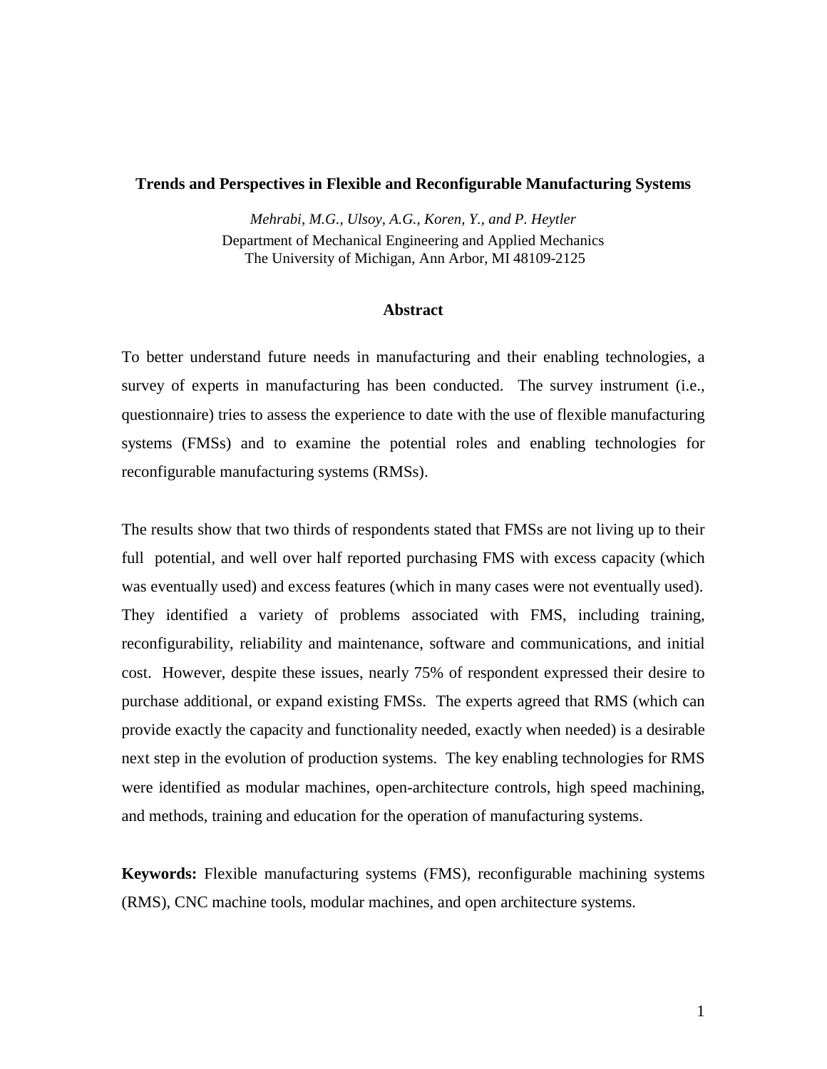# Trends and Perspectives in Flexible and Reconfigurable Manufacturing Systems

*Mehrabi, M.G., Ulsoy, A.G., Koren, Y., and P. Heytler*
Department of Mechanical Engineering and Applied Mechanics
The University of Michigan, Ann Arbor, MI 48109-2125

## Abstract

To better understand future needs in manufacturing and their enabling technologies, a survey of experts in manufacturing has been conducted. The survey instrument (i.e., questionnaire) tries to assess the experience to date with the use of flexible manufacturing systems (FMSs) and to examine the potential roles and enabling technologies for reconfigurable manufacturing systems (RMSs).

The results show that two thirds of respondents stated that FMSs are not living up to their full potential, and well over half reported purchasing FMS with excess capacity (which was eventually used) and excess features (which in many cases were not eventually used). They identified a variety of problems associated with FMS, including training, reconfigurability, reliability and maintenance, software and communications, and initial cost. However, despite these issues, nearly 75% of respondent expressed their desire to purchase additional, or expand existing FMSs. The experts agreed that RMS (which can provide exactly the capacity and functionality needed, exactly when needed) is a desirable next step in the evolution of production systems. The key enabling technologies for RMS were identified as modular machines, open-architecture controls, high speed machining, and methods, training and education for the operation of manufacturing systems.

**Keywords:** Flexible manufacturing systems (FMS), reconfigurable machining systems (RMS), CNC machine tools, modular machines, and open architecture systems.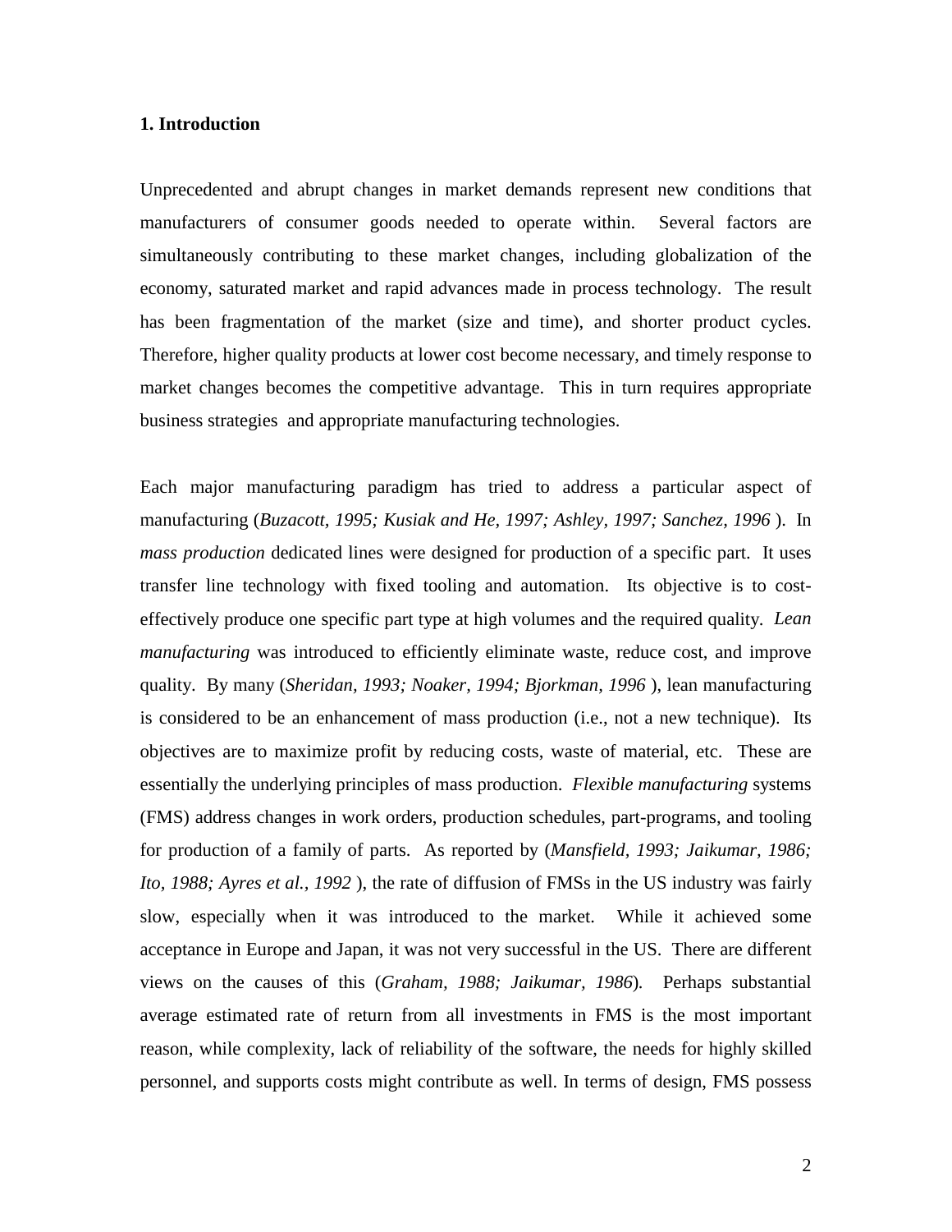## 1. Introduction

Unprecedented and abrupt changes in market demands represent new conditions that manufacturers of consumer goods needed to operate within. Several factors are simultaneously contributing to these market changes, including globalization of the economy, saturated market and rapid advances made in process technology. The result has been fragmentation of the market (size and time), and shorter product cycles. Therefore, higher quality products at lower cost become necessary, and timely response to market changes becomes the competitive advantage. This in turn requires appropriate business strategies and appropriate manufacturing technologies.

Each major manufacturing paradigm has tried to address a particular aspect of manufacturing (*Buzacott, 1995; Kusiak and He, 1997; Ashley, 1997; Sanchez, 1996* ). In *mass production* dedicated lines were designed for production of a specific part. It uses transfer line technology with fixed tooling and automation. Its objective is to cost-effectively produce one specific part type at high volumes and the required quality. *Lean manufacturing* was introduced to efficiently eliminate waste, reduce cost, and improve quality. By many (*Sheridan, 1993; Noaker, 1994; Bjorkman, 1996* ), lean manufacturing is considered to be an enhancement of mass production (i.e., not a new technique). Its objectives are to maximize profit by reducing costs, waste of material, etc. These are essentially the underlying principles of mass production. *Flexible manufacturing* systems (FMS) address changes in work orders, production schedules, part-programs, and tooling for production of a family of parts. As reported by (*Mansfield, 1993; Jaikumar, 1986; Ito, 1988; Ayres et al., 1992* ), the rate of diffusion of FMSs in the US industry was fairly slow, especially when it was introduced to the market. While it achieved some acceptance in Europe and Japan, it was not very successful in the US. There are different views on the causes of this (*Graham, 1988; Jaikumar, 1986*). Perhaps substantial average estimated rate of return from all investments in FMS is the most important reason, while complexity, lack of reliability of the software, the needs for highly skilled personnel, and supports costs might contribute as well. In terms of design, FMS possess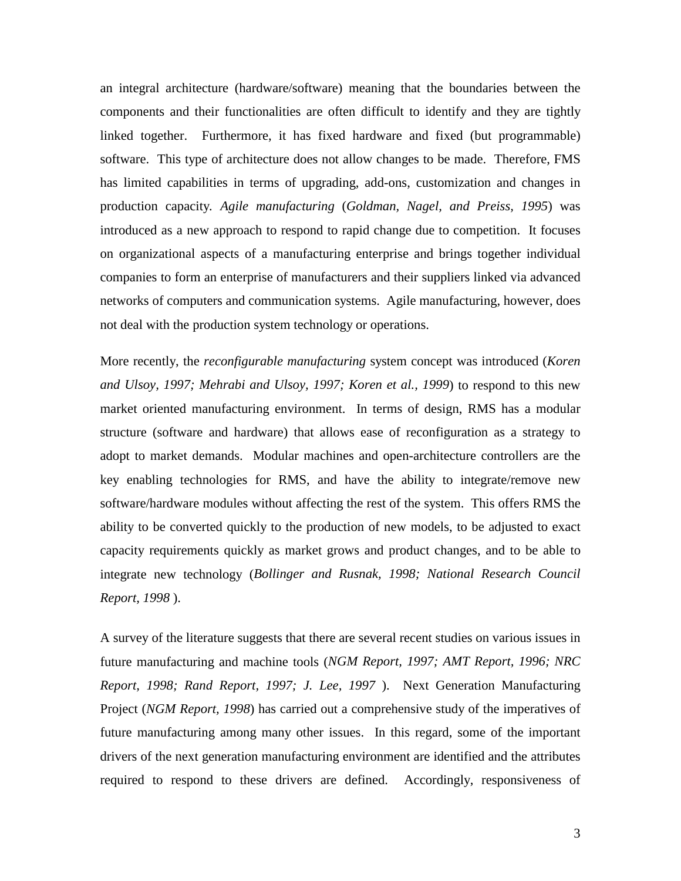an integral architecture (hardware/software) meaning that the boundaries between the components and their functionalities are often difficult to identify and they are tightly linked together. Furthermore, it has fixed hardware and fixed (but programmable) software. This type of architecture does not allow changes to be made. Therefore, FMS has limited capabilities in terms of upgrading, add-ons, customization and changes in production capacity. *Agile manufacturing* (*Goldman, Nagel, and Preiss, 1995*) was introduced as a new approach to respond to rapid change due to competition. It focuses on organizational aspects of a manufacturing enterprise and brings together individual companies to form an enterprise of manufacturers and their suppliers linked via advanced networks of computers and communication systems. Agile manufacturing, however, does not deal with the production system technology or operations.

More recently, the *reconfigurable manufacturing* system concept was introduced (*Koren and Ulsoy, 1997; Mehrabi and Ulsoy, 1997; Koren et al., 1999*) to respond to this new market oriented manufacturing environment. In terms of design, RMS has a modular structure (software and hardware) that allows ease of reconfiguration as a strategy to adopt to market demands. Modular machines and open-architecture controllers are the key enabling technologies for RMS, and have the ability to integrate/remove new software/hardware modules without affecting the rest of the system. This offers RMS the ability to be converted quickly to the production of new models, to be adjusted to exact capacity requirements quickly as market grows and product changes, and to be able to integrate new technology (*Bollinger and Rusnak, 1998; National Research Council Report, 1998* ).

A survey of the literature suggests that there are several recent studies on various issues in future manufacturing and machine tools (*NGM Report, 1997; AMT Report, 1996; NRC Report, 1998; Rand Report, 1997; J. Lee, 1997* ). Next Generation Manufacturing Project (*NGM Report, 1998*) has carried out a comprehensive study of the imperatives of future manufacturing among many other issues. In this regard, some of the important drivers of the next generation manufacturing environment are identified and the attributes required to respond to these drivers are defined. Accordingly, responsiveness of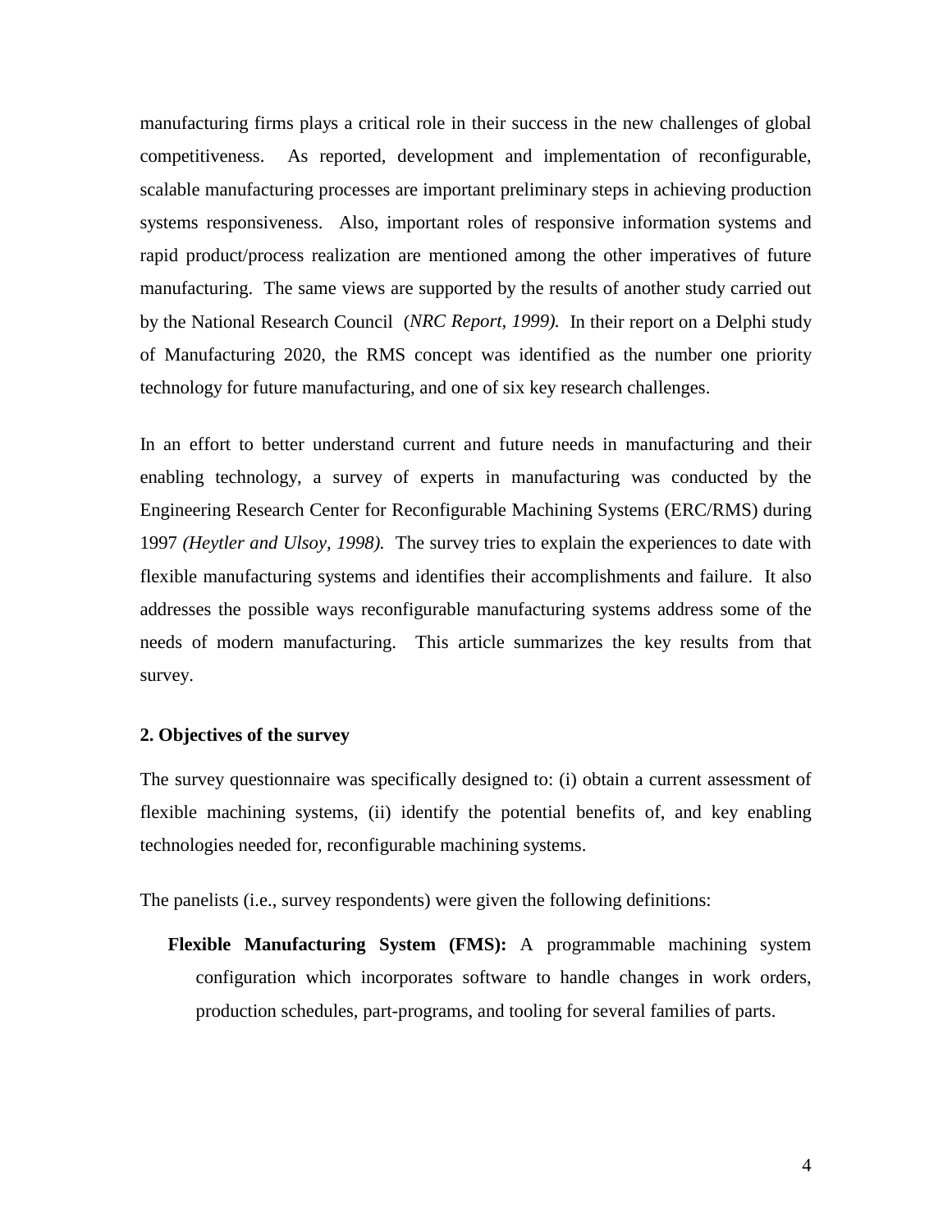manufacturing firms plays a critical role in their success in the new challenges of global competitiveness. As reported, development and implementation of reconfigurable, scalable manufacturing processes are important preliminary steps in achieving production systems responsiveness. Also, important roles of responsive information systems and rapid product/process realization are mentioned among the other imperatives of future manufacturing. The same views are supported by the results of another study carried out by the National Research Council (*NRC Report, 1999).* In their report on a Delphi study of Manufacturing 2020, the RMS concept was identified as the number one priority technology for future manufacturing, and one of six key research challenges.

In an effort to better understand current and future needs in manufacturing and their enabling technology, a survey of experts in manufacturing was conducted by the Engineering Research Center for Reconfigurable Machining Systems (ERC/RMS) during 1997 *(Heytler and Ulsoy, 1998).* The survey tries to explain the experiences to date with flexible manufacturing systems and identifies their accomplishments and failure. It also addresses the possible ways reconfigurable manufacturing systems address some of the needs of modern manufacturing. This article summarizes the key results from that survey.

## 2. Objectives of the survey

The survey questionnaire was specifically designed to: (i) obtain a current assessment of flexible machining systems, (ii) identify the potential benefits of, and key enabling technologies needed for, reconfigurable machining systems.

The panelists (i.e., survey respondents) were given the following definitions:

**Flexible Manufacturing System (FMS):** A programmable machining system configuration which incorporates software to handle changes in work orders, production schedules, part-programs, and tooling for several families of parts.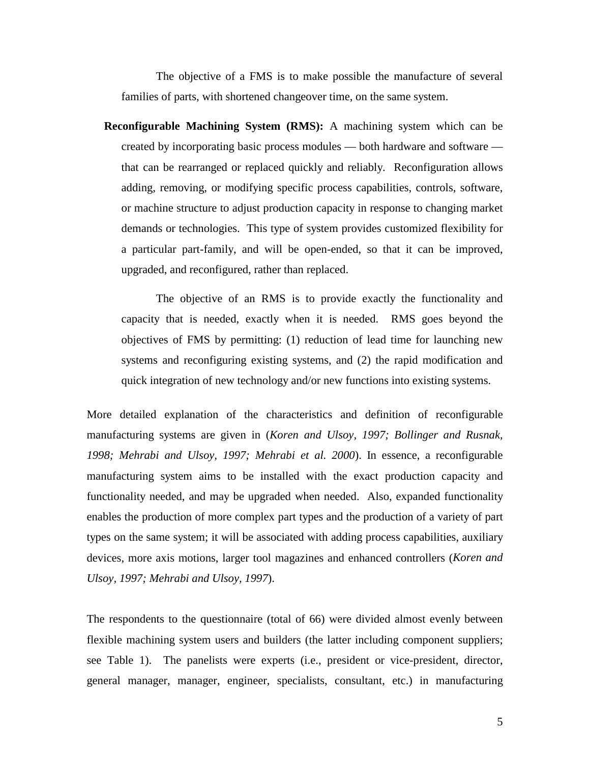The objective of a FMS is to make possible the manufacture of several families of parts, with shortened changeover time, on the same system.

**Reconfigurable Machining System (RMS):** A machining system which can be created by incorporating basic process modules — both hardware and software — that can be rearranged or replaced quickly and reliably. Reconfiguration allows adding, removing, or modifying specific process capabilities, controls, software, or machine structure to adjust production capacity in response to changing market demands or technologies. This type of system provides customized flexibility for a particular part-family, and will be open-ended, so that it can be improved, upgraded, and reconfigured, rather than replaced.

The objective of an RMS is to provide exactly the functionality and capacity that is needed, exactly when it is needed. RMS goes beyond the objectives of FMS by permitting: (1) reduction of lead time for launching new systems and reconfiguring existing systems, and (2) the rapid modification and quick integration of new technology and/or new functions into existing systems.

More detailed explanation of the characteristics and definition of reconfigurable manufacturing systems are given in (*Koren and Ulsoy, 1997; Bollinger and Rusnak, 1998; Mehrabi and Ulsoy, 1997; Mehrabi et al. 2000*). In essence, a reconfigurable manufacturing system aims to be installed with the exact production capacity and functionality needed, and may be upgraded when needed. Also, expanded functionality enables the production of more complex part types and the production of a variety of part types on the same system; it will be associated with adding process capabilities, auxiliary devices, more axis motions, larger tool magazines and enhanced controllers (*Koren and Ulsoy, 1997; Mehrabi and Ulsoy, 1997*).

The respondents to the questionnaire (total of 66) were divided almost evenly between flexible machining system users and builders (the latter including component suppliers; see Table 1). The panelists were experts (i.e., president or vice-president, director, general manager, manager, engineer, specialists, consultant, etc.) in manufacturing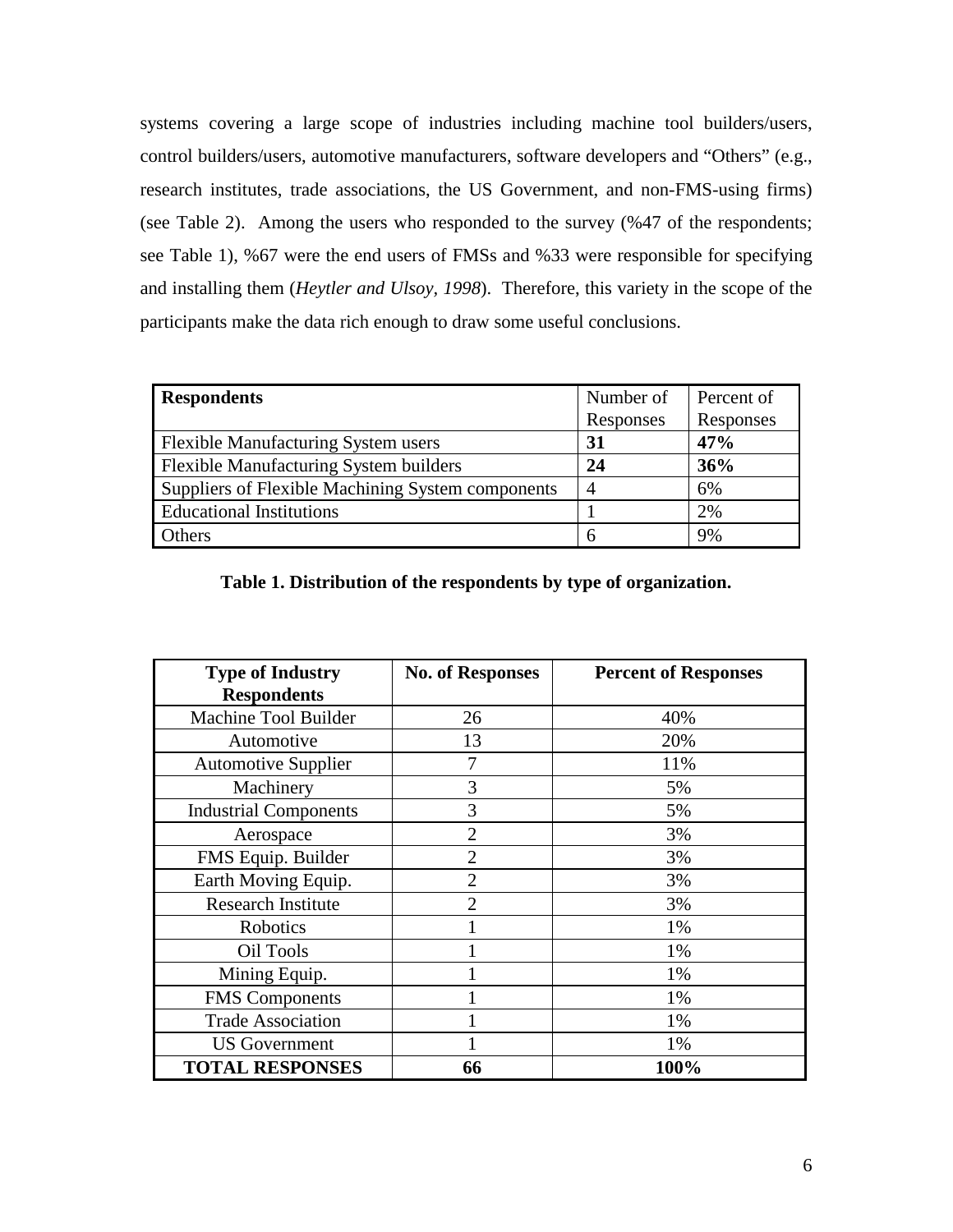systems covering a large scope of industries including machine tool builders/users, control builders/users, automotive manufacturers, software developers and "Others" (e.g., research institutes, trade associations, the US Government, and non-FMS-using firms) (see Table 2). Among the users who responded to the survey (%47 of the respondents; see Table 1), %67 were the end users of FMSs and %33 were responsible for specifying and installing them (*Heytler and Ulsoy, 1998*). Therefore, this variety in the scope of the participants make the data rich enough to draw some useful conclusions.

| **Respondents** | Number of Responses | Percent of Responses |
|---|---|---|
| Flexible Manufacturing System users | **31** | **47%** |
| Flexible Manufacturing System builders | **24** | **36%** |
| Suppliers of Flexible Machining System components | 4 | 6% |
| Educational Institutions | 1 | 2% |
| Others | 6 | 9% |

**Table 1. Distribution of the respondents by type of organization.**

| **Type of Industry Respondents** | **No. of Responses** | **Percent of Responses** |
|---|---|---|
| Machine Tool Builder | 26 | 40% |
| Automotive | 13 | 20% |
| Automotive Supplier | 7 | 11% |
| Machinery | 3 | 5% |
| Industrial Components | 3 | 5% |
| Aerospace | 2 | 3% |
| FMS Equip. Builder | 2 | 3% |
| Earth Moving Equip. | 2 | 3% |
| Research Institute | 2 | 3% |
| Robotics | 1 | 1% |
| Oil Tools | 1 | 1% |
| Mining Equip. | 1 | 1% |
| FMS Components | 1 | 1% |
| Trade Association | 1 | 1% |
| US Government | 1 | 1% |
| **TOTAL RESPONSES** | **66** | **100%** |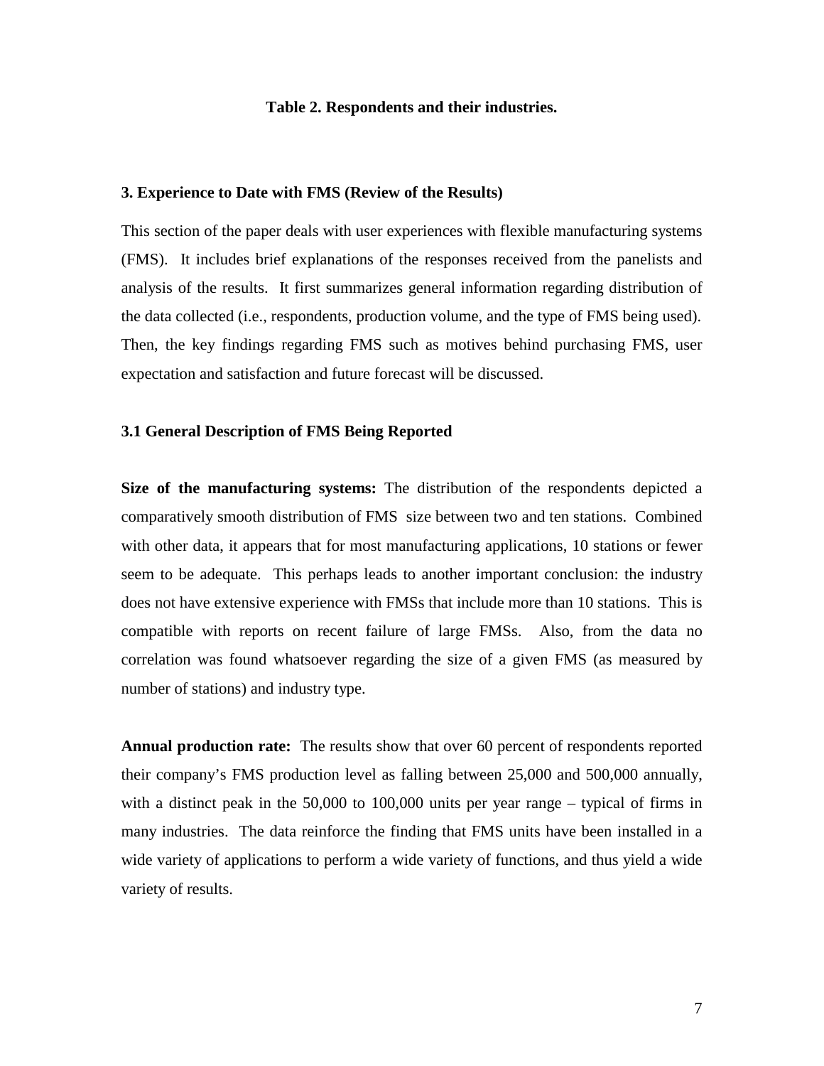**Table 2. Respondents and their industries.**

### 3. Experience to Date with FMS (Review of the Results)

This section of the paper deals with user experiences with flexible manufacturing systems (FMS). It includes brief explanations of the responses received from the panelists and analysis of the results. It first summarizes general information regarding distribution of the data collected (i.e., respondents, production volume, and the type of FMS being used). Then, the key findings regarding FMS such as motives behind purchasing FMS, user expectation and satisfaction and future forecast will be discussed.

#### 3.1 General Description of FMS Being Reported

**Size of the manufacturing systems:** The distribution of the respondents depicted a comparatively smooth distribution of FMS size between two and ten stations. Combined with other data, it appears that for most manufacturing applications, 10 stations or fewer seem to be adequate. This perhaps leads to another important conclusion: the industry does not have extensive experience with FMSs that include more than 10 stations. This is compatible with reports on recent failure of large FMSs. Also, from the data no correlation was found whatsoever regarding the size of a given FMS (as measured by number of stations) and industry type.

**Annual production rate:** The results show that over 60 percent of respondents reported their company's FMS production level as falling between 25,000 and 500,000 annually, with a distinct peak in the 50,000 to 100,000 units per year range – typical of firms in many industries. The data reinforce the finding that FMS units have been installed in a wide variety of applications to perform a wide variety of functions, and thus yield a wide variety of results.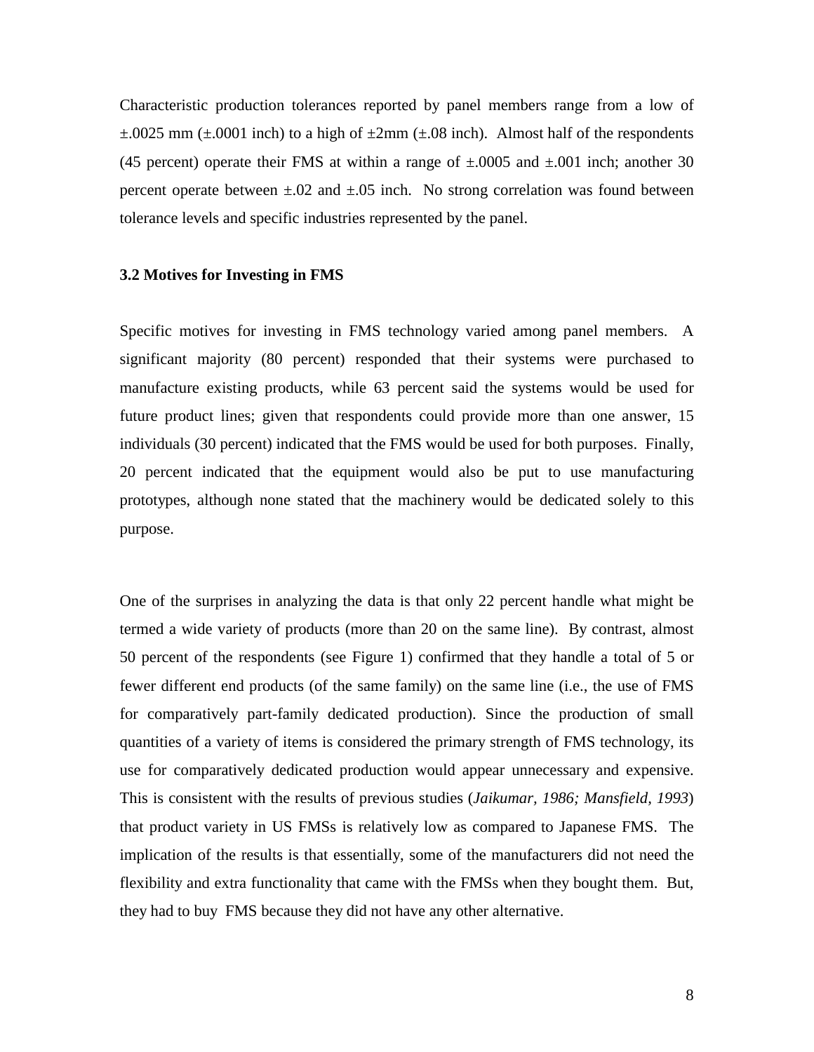Characteristic production tolerances reported by panel members range from a low of ±.0025 mm (±.0001 inch) to a high of ±2mm (±.08 inch). Almost half of the respondents (45 percent) operate their FMS at within a range of ±.0005 and ±.001 inch; another 30 percent operate between ±.02 and ±.05 inch. No strong correlation was found between tolerance levels and specific industries represented by the panel.

### 3.2 Motives for Investing in FMS

Specific motives for investing in FMS technology varied among panel members. A significant majority (80 percent) responded that their systems were purchased to manufacture existing products, while 63 percent said the systems would be used for future product lines; given that respondents could provide more than one answer, 15 individuals (30 percent) indicated that the FMS would be used for both purposes. Finally, 20 percent indicated that the equipment would also be put to use manufacturing prototypes, although none stated that the machinery would be dedicated solely to this purpose.

One of the surprises in analyzing the data is that only 22 percent handle what might be termed a wide variety of products (more than 20 on the same line). By contrast, almost 50 percent of the respondents (see Figure 1) confirmed that they handle a total of 5 or fewer different end products (of the same family) on the same line (i.e., the use of FMS for comparatively part-family dedicated production). Since the production of small quantities of a variety of items is considered the primary strength of FMS technology, its use for comparatively dedicated production would appear unnecessary and expensive. This is consistent with the results of previous studies (*Jaikumar, 1986; Mansfield, 1993*) that product variety in US FMSs is relatively low as compared to Japanese FMS. The implication of the results is that essentially, some of the manufacturers did not need the flexibility and extra functionality that came with the FMSs when they bought them. But, they had to buy FMS because they did not have any other alternative.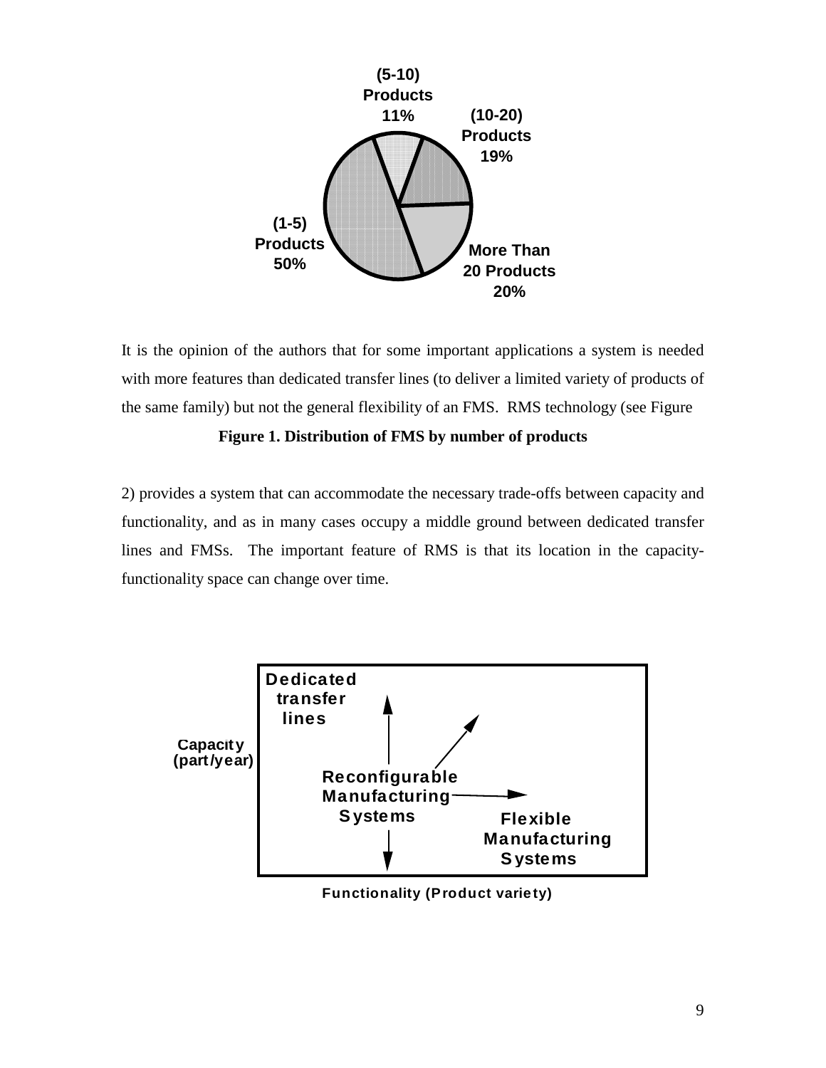It is the opinion of the authors that for some important applications a system is needed with more features than dedicated transfer lines (to deliver a limited variety of products of the same family) but not the general flexibility of an FMS. RMS technology (see Figure

**Figure 1. Distribution of FMS by number of products**

2) provides a system that can accommodate the necessary trade-offs between capacity and functionality, and as in many cases occupy a middle ground between dedicated transfer lines and FMSs. The important feature of RMS is that its location in the capacity-functionality space can change over time.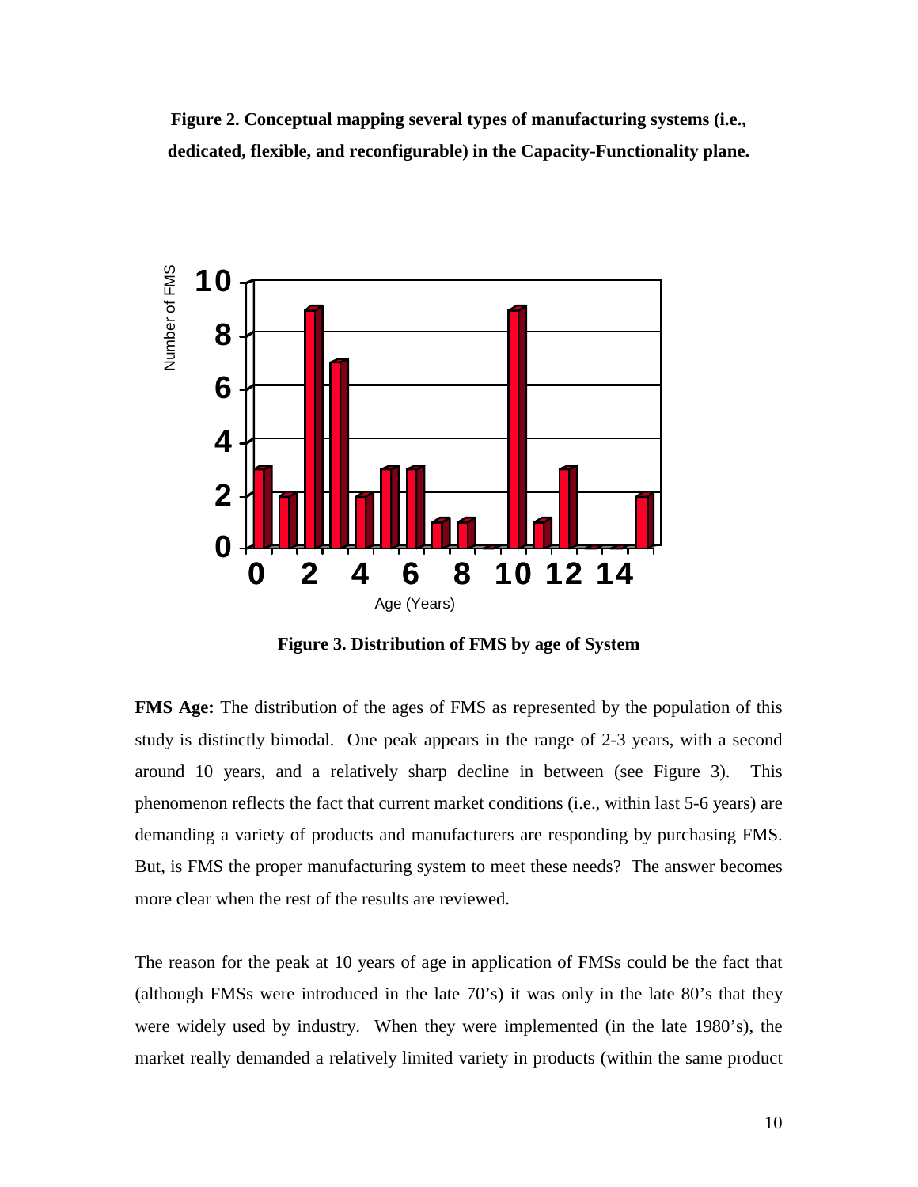**Figure 2. Conceptual mapping several types of manufacturing systems (i.e., dedicated, flexible, and reconfigurable) in the Capacity-Functionality plane.**

**Figure 3. Distribution of FMS by age of System**

**FMS Age:** The distribution of the ages of FMS as represented by the population of this study is distinctly bimodal. One peak appears in the range of 2-3 years, with a second around 10 years, and a relatively sharp decline in between (see Figure 3). This phenomenon reflects the fact that current market conditions (i.e., within last 5-6 years) are demanding a variety of products and manufacturers are responding by purchasing FMS. But, is FMS the proper manufacturing system to meet these needs? The answer becomes more clear when the rest of the results are reviewed.

The reason for the peak at 10 years of age in application of FMSs could be the fact that (although FMSs were introduced in the late 70's) it was only in the late 80's that they were widely used by industry. When they were implemented (in the late 1980's), the market really demanded a relatively limited variety in products (within the same product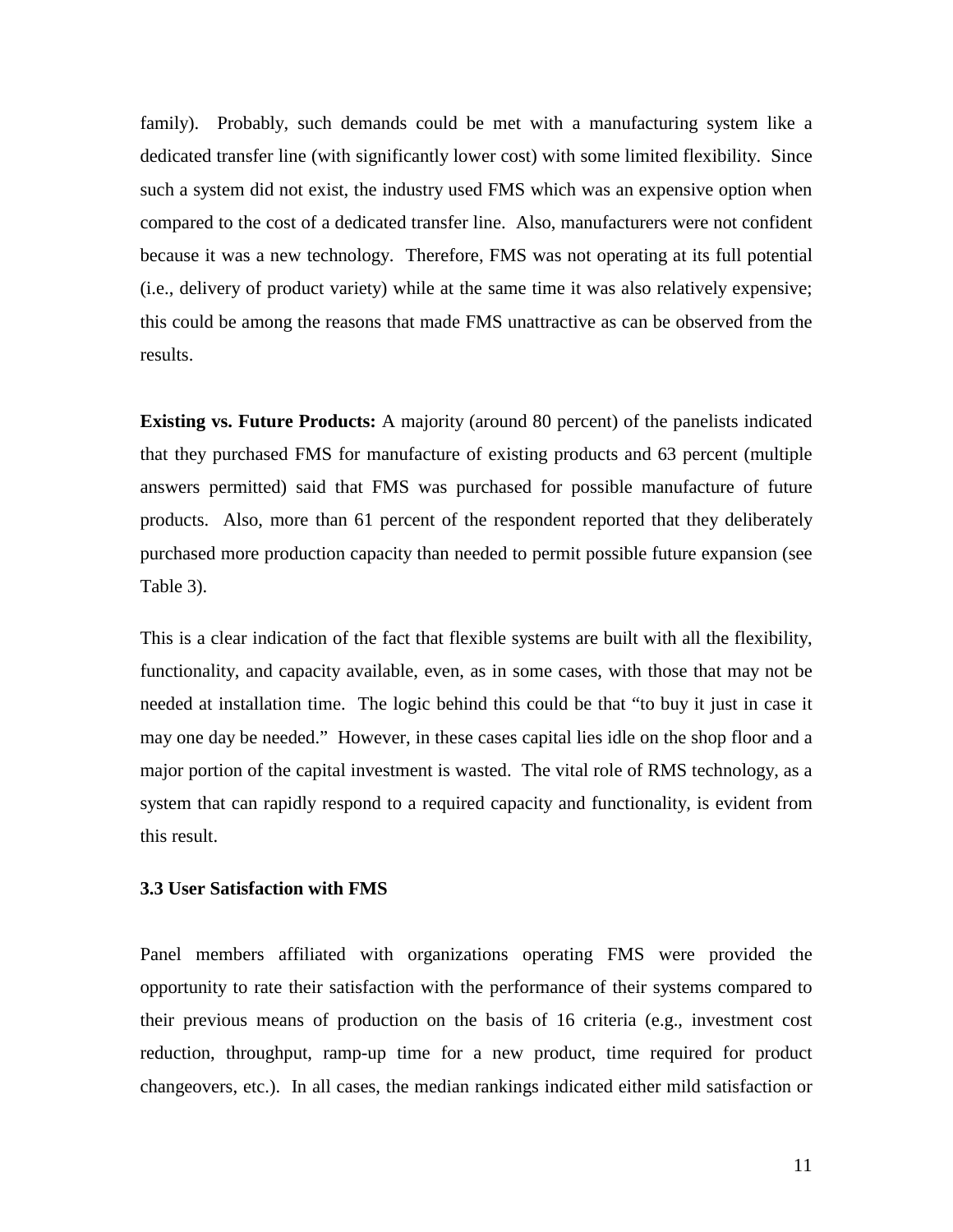family). Probably, such demands could be met with a manufacturing system like a dedicated transfer line (with significantly lower cost) with some limited flexibility. Since such a system did not exist, the industry used FMS which was an expensive option when compared to the cost of a dedicated transfer line. Also, manufacturers were not confident because it was a new technology. Therefore, FMS was not operating at its full potential (i.e., delivery of product variety) while at the same time it was also relatively expensive; this could be among the reasons that made FMS unattractive as can be observed from the results.

**Existing vs. Future Products:** A majority (around 80 percent) of the panelists indicated that they purchased FMS for manufacture of existing products and 63 percent (multiple answers permitted) said that FMS was purchased for possible manufacture of future products. Also, more than 61 percent of the respondent reported that they deliberately purchased more production capacity than needed to permit possible future expansion (see Table 3).

This is a clear indication of the fact that flexible systems are built with all the flexibility, functionality, and capacity available, even, as in some cases, with those that may not be needed at installation time. The logic behind this could be that "to buy it just in case it may one day be needed." However, in these cases capital lies idle on the shop floor and a major portion of the capital investment is wasted. The vital role of RMS technology, as a system that can rapidly respond to a required capacity and functionality, is evident from this result.

### 3.3 User Satisfaction with FMS

Panel members affiliated with organizations operating FMS were provided the opportunity to rate their satisfaction with the performance of their systems compared to their previous means of production on the basis of 16 criteria (e.g., investment cost reduction, throughput, ramp-up time for a new product, time required for product changeovers, etc.). In all cases, the median rankings indicated either mild satisfaction or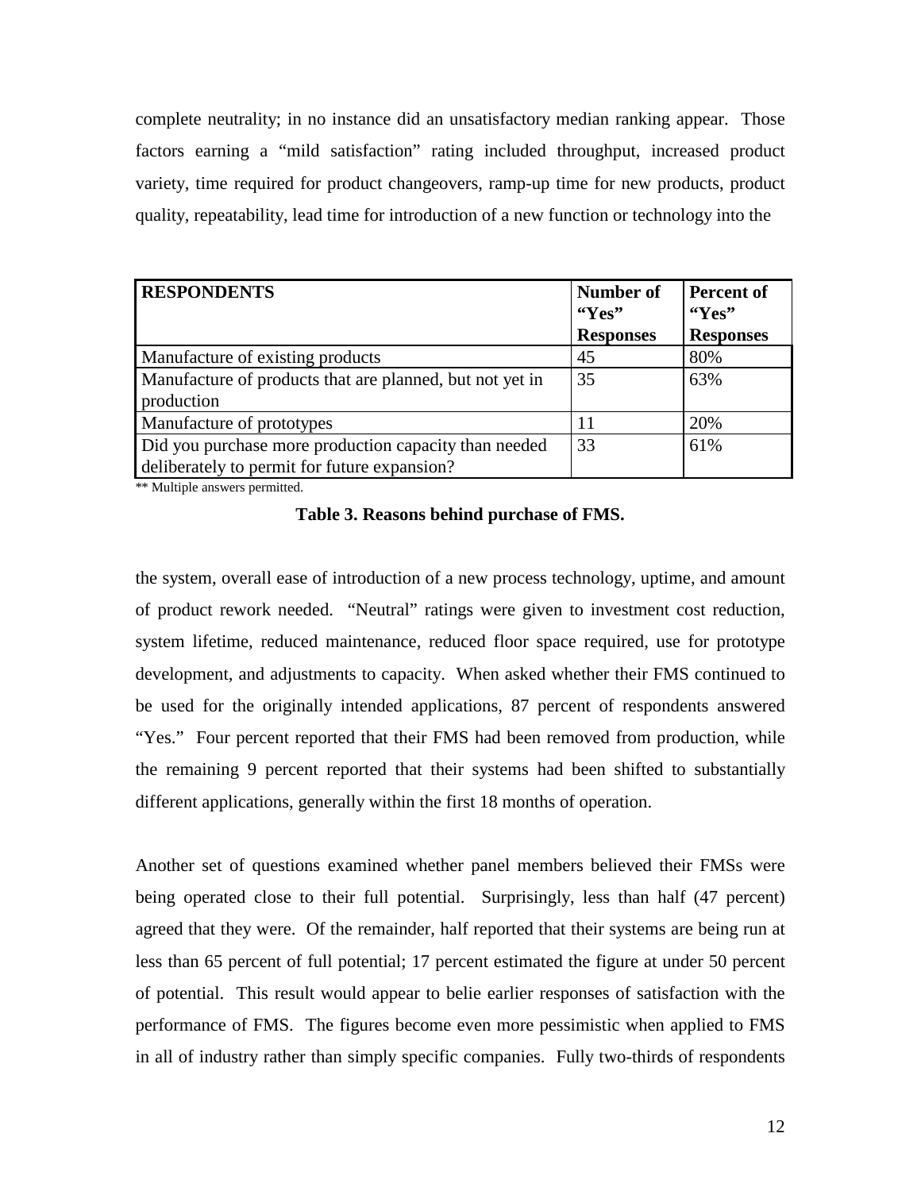complete neutrality; in no instance did an unsatisfactory median ranking appear. Those factors earning a "mild satisfaction" rating included throughput, increased product variety, time required for product changeovers, ramp-up time for new products, product quality, repeatability, lead time for introduction of a new function or technology into the

| **RESPONDENTS** | **Number of "Yes" Responses** | **Percent of "Yes" Responses** |
|---|---|---|
| Manufacture of existing products | 45 | 80% |
| Manufacture of products that are planned, but not yet in production | 35 | 63% |
| Manufacture of prototypes | 11 | 20% |
| Did you purchase more production capacity than needed deliberately to permit for future expansion? | 33 | 61% |

** Multiple answers permitted.

**Table 3. Reasons behind purchase of FMS.**

the system, overall ease of introduction of a new process technology, uptime, and amount of product rework needed. "Neutral" ratings were given to investment cost reduction, system lifetime, reduced maintenance, reduced floor space required, use for prototype development, and adjustments to capacity. When asked whether their FMS continued to be used for the originally intended applications, 87 percent of respondents answered "Yes." Four percent reported that their FMS had been removed from production, while the remaining 9 percent reported that their systems had been shifted to substantially different applications, generally within the first 18 months of operation.

Another set of questions examined whether panel members believed their FMSs were being operated close to their full potential. Surprisingly, less than half (47 percent) agreed that they were. Of the remainder, half reported that their systems are being run at less than 65 percent of full potential; 17 percent estimated the figure at under 50 percent of potential. This result would appear to belie earlier responses of satisfaction with the performance of FMS. The figures become even more pessimistic when applied to FMS in all of industry rather than simply specific companies. Fully two-thirds of respondents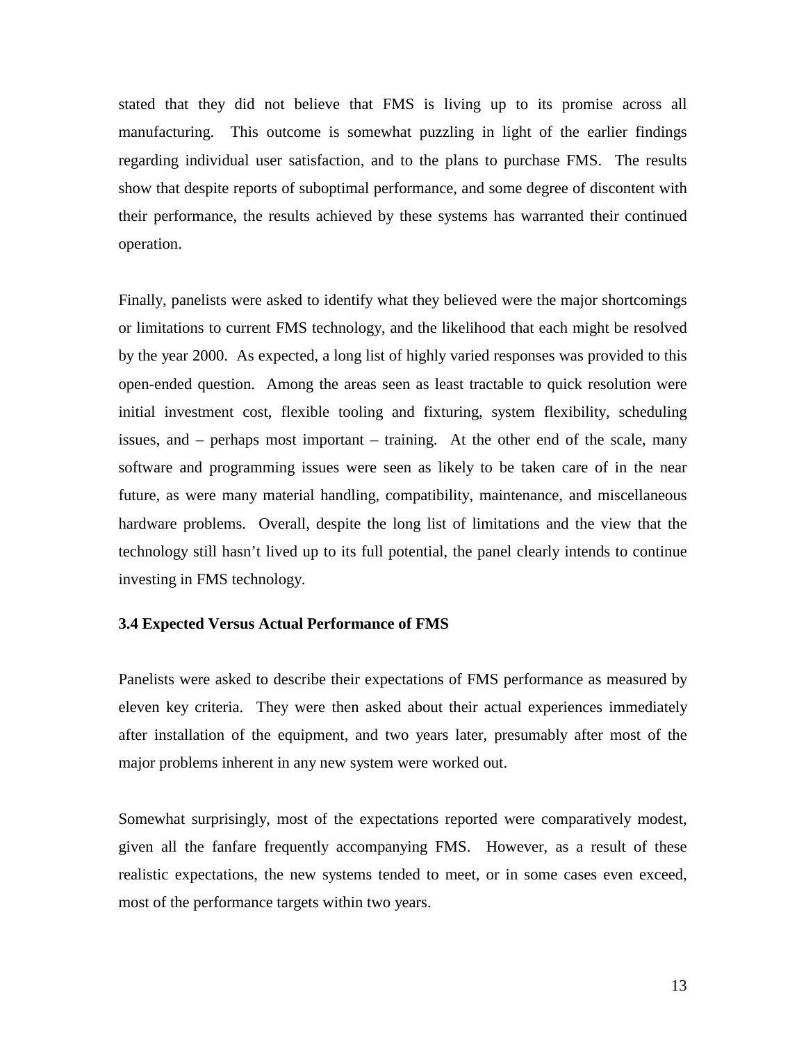stated that they did not believe that FMS is living up to its promise across all manufacturing. This outcome is somewhat puzzling in light of the earlier findings regarding individual user satisfaction, and to the plans to purchase FMS. The results show that despite reports of suboptimal performance, and some degree of discontent with their performance, the results achieved by these systems has warranted their continued operation.

Finally, panelists were asked to identify what they believed were the major shortcomings or limitations to current FMS technology, and the likelihood that each might be resolved by the year 2000. As expected, a long list of highly varied responses was provided to this open-ended question. Among the areas seen as least tractable to quick resolution were initial investment cost, flexible tooling and fixturing, system flexibility, scheduling issues, and – perhaps most important – training. At the other end of the scale, many software and programming issues were seen as likely to be taken care of in the near future, as were many material handling, compatibility, maintenance, and miscellaneous hardware problems. Overall, despite the long list of limitations and the view that the technology still hasn't lived up to its full potential, the panel clearly intends to continue investing in FMS technology.

### 3.4 Expected Versus Actual Performance of FMS

Panelists were asked to describe their expectations of FMS performance as measured by eleven key criteria. They were then asked about their actual experiences immediately after installation of the equipment, and two years later, presumably after most of the major problems inherent in any new system were worked out.

Somewhat surprisingly, most of the expectations reported were comparatively modest, given all the fanfare frequently accompanying FMS. However, as a result of these realistic expectations, the new systems tended to meet, or in some cases even exceed, most of the performance targets within two years.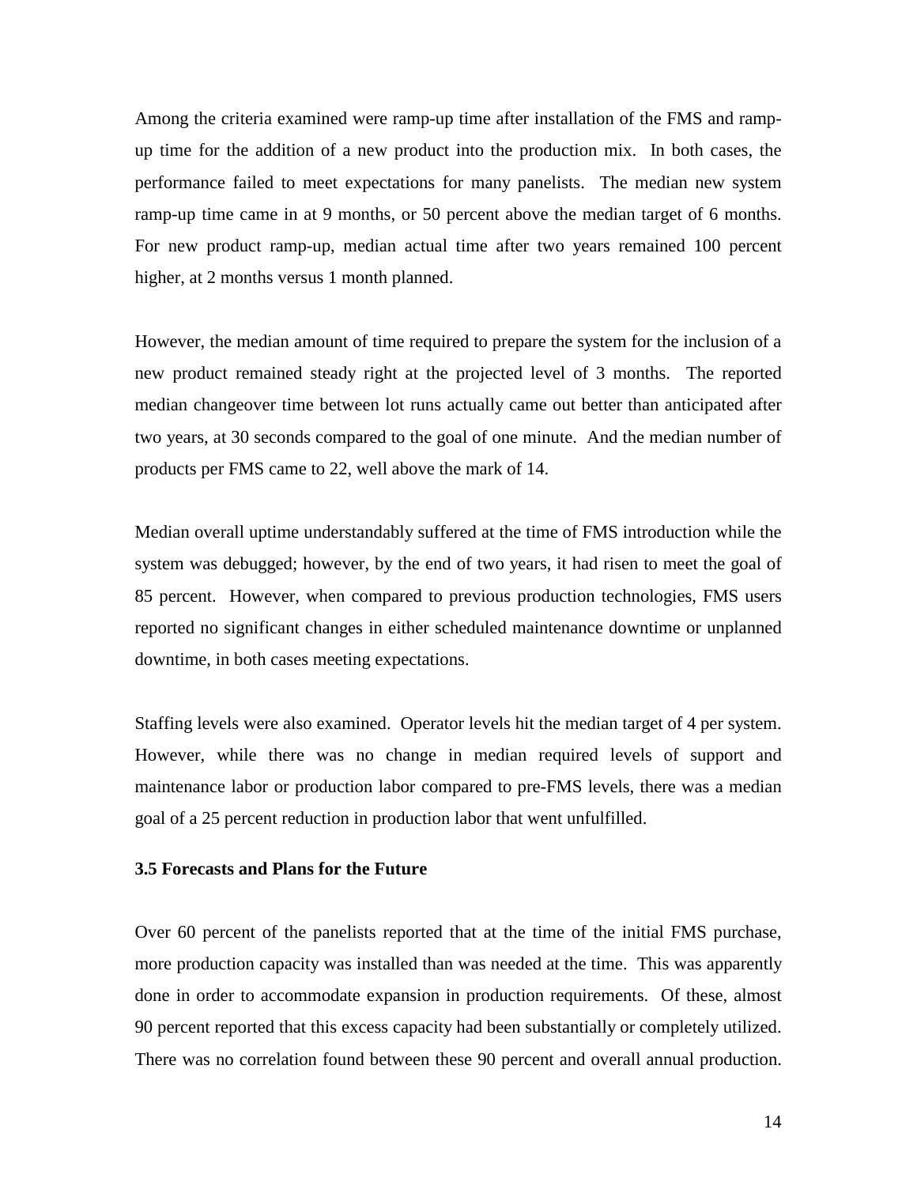Among the criteria examined were ramp-up time after installation of the FMS and ramp-up time for the addition of a new product into the production mix. In both cases, the performance failed to meet expectations for many panelists. The median new system ramp-up time came in at 9 months, or 50 percent above the median target of 6 months. For new product ramp-up, median actual time after two years remained 100 percent higher, at 2 months versus 1 month planned.

However, the median amount of time required to prepare the system for the inclusion of a new product remained steady right at the projected level of 3 months. The reported median changeover time between lot runs actually came out better than anticipated after two years, at 30 seconds compared to the goal of one minute. And the median number of products per FMS came to 22, well above the mark of 14.

Median overall uptime understandably suffered at the time of FMS introduction while the system was debugged; however, by the end of two years, it had risen to meet the goal of 85 percent. However, when compared to previous production technologies, FMS users reported no significant changes in either scheduled maintenance downtime or unplanned downtime, in both cases meeting expectations.

Staffing levels were also examined. Operator levels hit the median target of 4 per system. However, while there was no change in median required levels of support and maintenance labor or production labor compared to pre-FMS levels, there was a median goal of a 25 percent reduction in production labor that went unfulfilled.

### 3.5 Forecasts and Plans for the Future

Over 60 percent of the panelists reported that at the time of the initial FMS purchase, more production capacity was installed than was needed at the time. This was apparently done in order to accommodate expansion in production requirements. Of these, almost 90 percent reported that this excess capacity had been substantially or completely utilized. There was no correlation found between these 90 percent and overall annual production.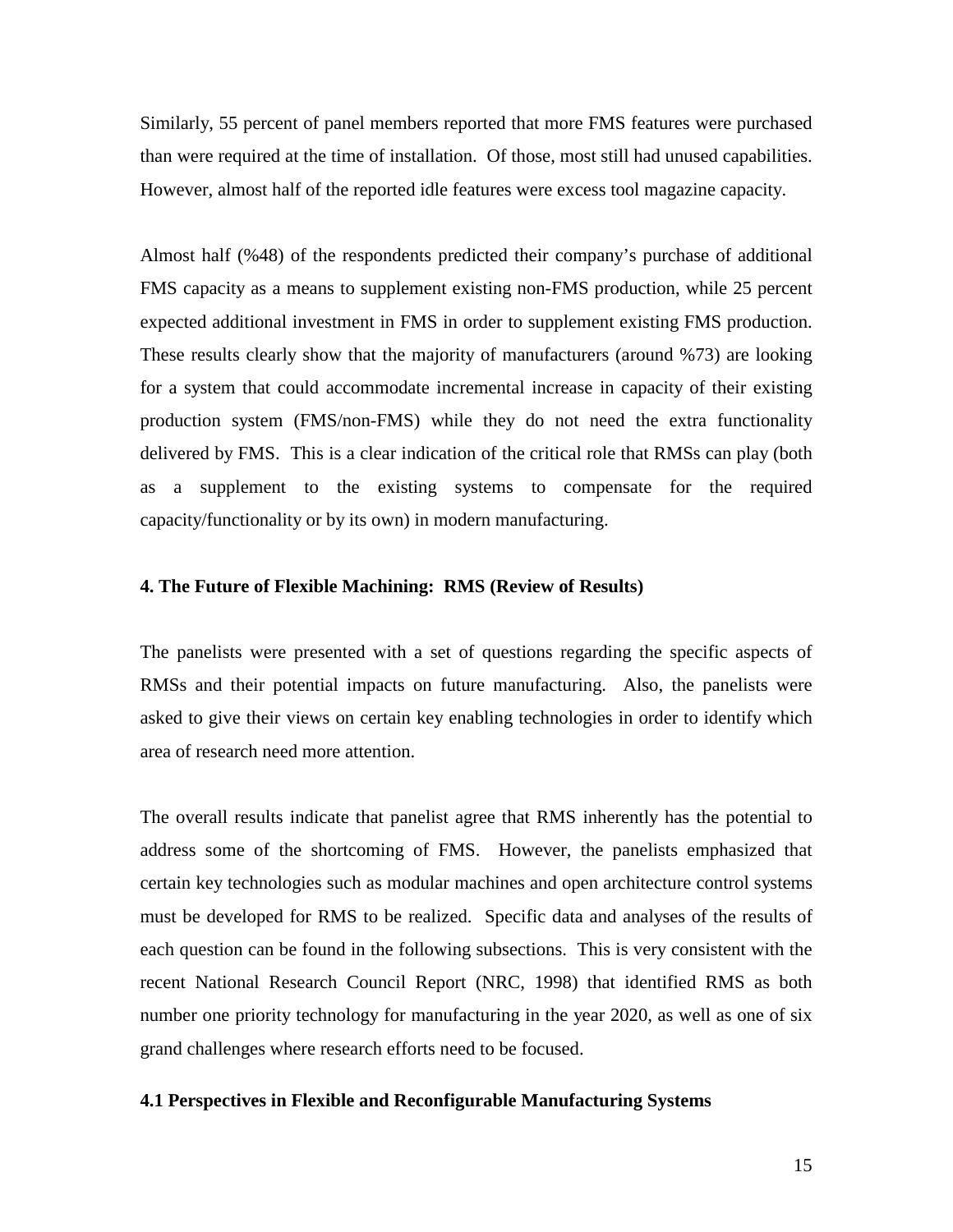Similarly, 55 percent of panel members reported that more FMS features were purchased than were required at the time of installation. Of those, most still had unused capabilities. However, almost half of the reported idle features were excess tool magazine capacity.

Almost half (%48) of the respondents predicted their company's purchase of additional FMS capacity as a means to supplement existing non-FMS production, while 25 percent expected additional investment in FMS in order to supplement existing FMS production. These results clearly show that the majority of manufacturers (around %73) are looking for a system that could accommodate incremental increase in capacity of their existing production system (FMS/non-FMS) while they do not need the extra functionality delivered by FMS. This is a clear indication of the critical role that RMSs can play (both as a supplement to the existing systems to compensate for the required capacity/functionality or by its own) in modern manufacturing.

**4. The Future of Flexible Machining: RMS (Review of Results)**

The panelists were presented with a set of questions regarding the specific aspects of RMSs and their potential impacts on future manufacturing. Also, the panelists were asked to give their views on certain key enabling technologies in order to identify which area of research need more attention.

The overall results indicate that panelist agree that RMS inherently has the potential to address some of the shortcoming of FMS. However, the panelists emphasized that certain key technologies such as modular machines and open architecture control systems must be developed for RMS to be realized. Specific data and analyses of the results of each question can be found in the following subsections. This is very consistent with the recent National Research Council Report (NRC, 1998) that identified RMS as both number one priority technology for manufacturing in the year 2020, as well as one of six grand challenges where research efforts need to be focused.

**4.1 Perspectives in Flexible and Reconfigurable Manufacturing Systems**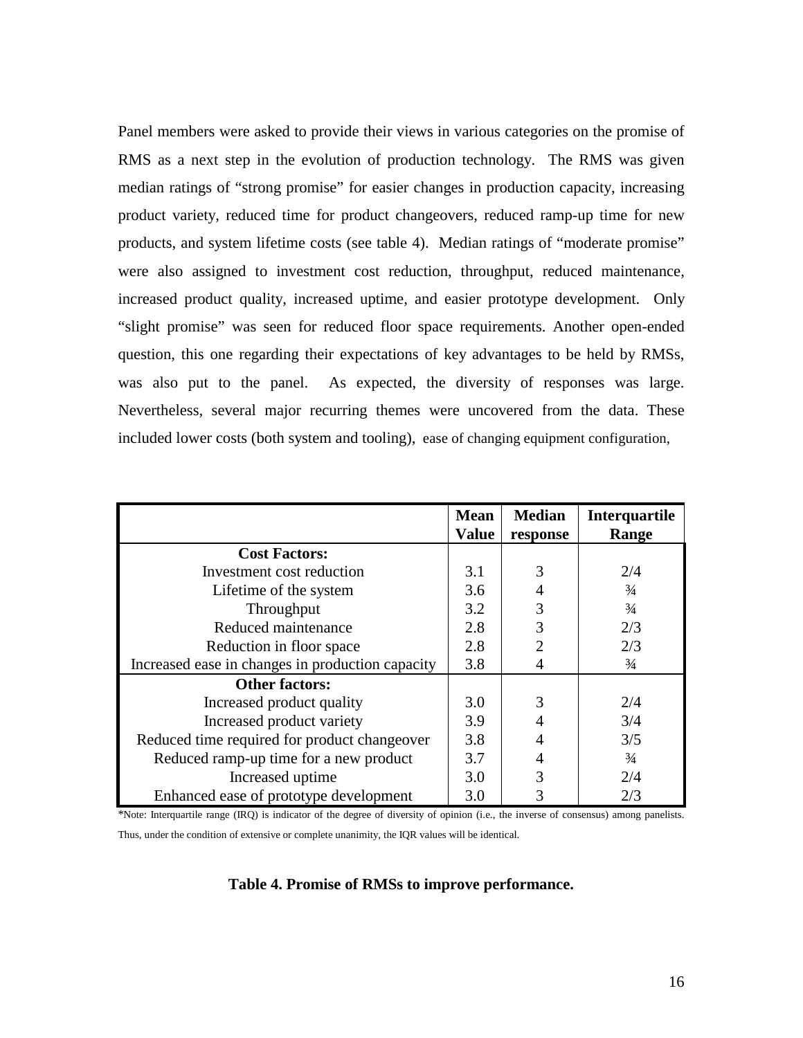Panel members were asked to provide their views in various categories on the promise of RMS as a next step in the evolution of production technology. The RMS was given median ratings of "strong promise" for easier changes in production capacity, increasing product variety, reduced time for product changeovers, reduced ramp-up time for new products, and system lifetime costs (see table 4). Median ratings of "moderate promise" were also assigned to investment cost reduction, throughput, reduced maintenance, increased product quality, increased uptime, and easier prototype development. Only "slight promise" was seen for reduced floor space requirements. Another open-ended question, this one regarding their expectations of key advantages to be held by RMSs, was also put to the panel. As expected, the diversity of responses was large. Nevertheless, several major recurring themes were uncovered from the data. These included lower costs (both system and tooling), ease of changing equipment configuration,

| | Mean Value | Median response | Interquartile Range |
|---|---|---|---|
| **Cost Factors:** | | | |
| Investment cost reduction | 3.1 | 3 | 2/4 |
| Lifetime of the system | 3.6 | 4 | ¾ |
| Throughput | 3.2 | 3 | ¾ |
| Reduced maintenance | 2.8 | 3 | 2/3 |
| Reduction in floor space | 2.8 | 2 | 2/3 |
| Increased ease in changes in production capacity | 3.8 | 4 | ¾ |
| **Other factors:** | | | |
| Increased product quality | 3.0 | 3 | 2/4 |
| Increased product variety | 3.9 | 4 | 3/4 |
| Reduced time required for product changeover | 3.8 | 4 | 3/5 |
| Reduced ramp-up time for a new product | 3.7 | 4 | ¾ |
| Increased uptime | 3.0 | 3 | 2/4 |
| Enhanced ease of prototype development | 3.0 | 3 | 2/3 |

*Note: Interquartile range (IRQ) is indicator of the degree of diversity of opinion (i.e., the inverse of consensus) among panelists. Thus, under the condition of extensive or complete unanimity, the IQR values will be identical.

**Table 4. Promise of RMSs to improve performance.**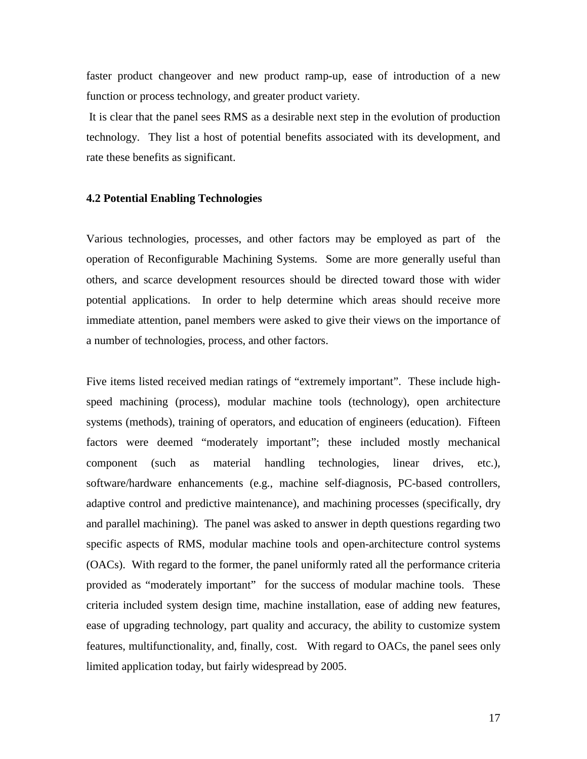faster product changeover and new product ramp-up, ease of introduction of a new function or process technology, and greater product variety.

It is clear that the panel sees RMS as a desirable next step in the evolution of production technology. They list a host of potential benefits associated with its development, and rate these benefits as significant.

### 4.2 Potential Enabling Technologies

Various technologies, processes, and other factors may be employed as part of the operation of Reconfigurable Machining Systems. Some are more generally useful than others, and scarce development resources should be directed toward those with wider potential applications. In order to help determine which areas should receive more immediate attention, panel members were asked to give their views on the importance of a number of technologies, process, and other factors.

Five items listed received median ratings of "extremely important". These include high-speed machining (process), modular machine tools (technology), open architecture systems (methods), training of operators, and education of engineers (education). Fifteen factors were deemed "moderately important"; these included mostly mechanical component (such as material handling technologies, linear drives, etc.), software/hardware enhancements (e.g., machine self-diagnosis, PC-based controllers, adaptive control and predictive maintenance), and machining processes (specifically, dry and parallel machining). The panel was asked to answer in depth questions regarding two specific aspects of RMS, modular machine tools and open-architecture control systems (OACs). With regard to the former, the panel uniformly rated all the performance criteria provided as "moderately important" for the success of modular machine tools. These criteria included system design time, machine installation, ease of adding new features, ease of upgrading technology, part quality and accuracy, the ability to customize system features, multifunctionality, and, finally, cost. With regard to OACs, the panel sees only limited application today, but fairly widespread by 2005.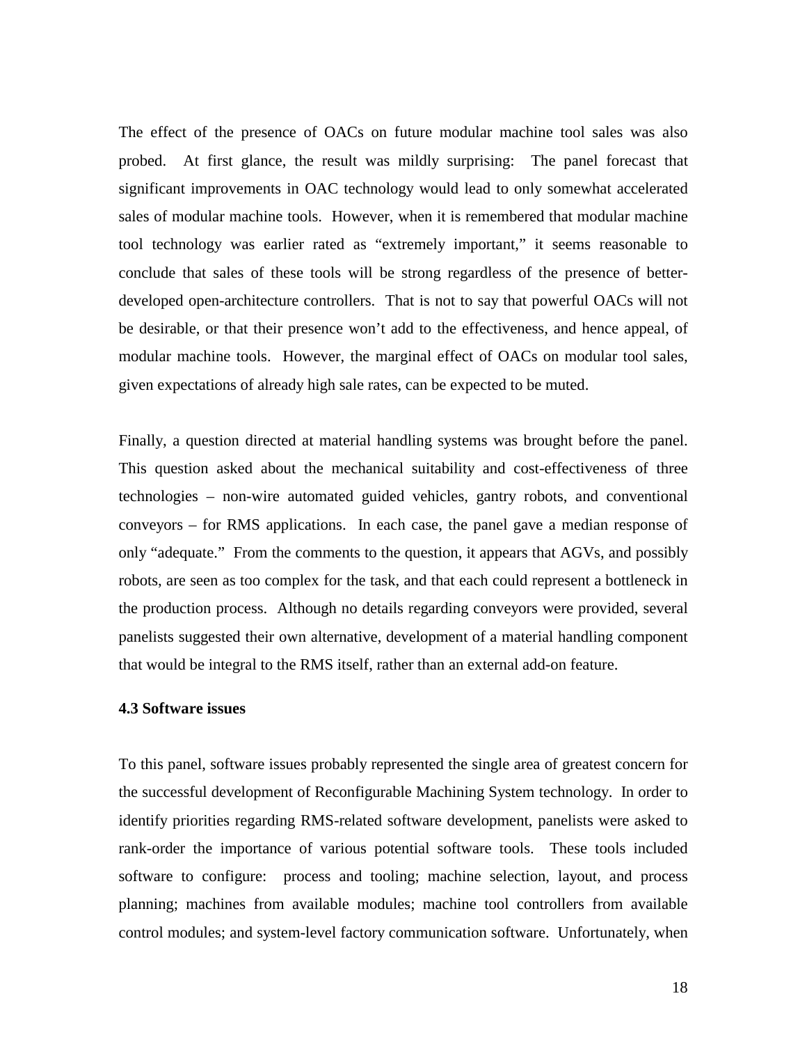The effect of the presence of OACs on future modular machine tool sales was also probed. At first glance, the result was mildly surprising: The panel forecast that significant improvements in OAC technology would lead to only somewhat accelerated sales of modular machine tools. However, when it is remembered that modular machine tool technology was earlier rated as "extremely important," it seems reasonable to conclude that sales of these tools will be strong regardless of the presence of better-developed open-architecture controllers. That is not to say that powerful OACs will not be desirable, or that their presence won't add to the effectiveness, and hence appeal, of modular machine tools. However, the marginal effect of OACs on modular tool sales, given expectations of already high sale rates, can be expected to be muted.

Finally, a question directed at material handling systems was brought before the panel. This question asked about the mechanical suitability and cost-effectiveness of three technologies – non-wire automated guided vehicles, gantry robots, and conventional conveyors – for RMS applications. In each case, the panel gave a median response of only "adequate." From the comments to the question, it appears that AGVs, and possibly robots, are seen as too complex for the task, and that each could represent a bottleneck in the production process. Although no details regarding conveyors were provided, several panelists suggested their own alternative, development of a material handling component that would be integral to the RMS itself, rather than an external add-on feature.

### 4.3 Software issues

To this panel, software issues probably represented the single area of greatest concern for the successful development of Reconfigurable Machining System technology. In order to identify priorities regarding RMS-related software development, panelists were asked to rank-order the importance of various potential software tools. These tools included software to configure: process and tooling; machine selection, layout, and process planning; machines from available modules; machine tool controllers from available control modules; and system-level factory communication software. Unfortunately, when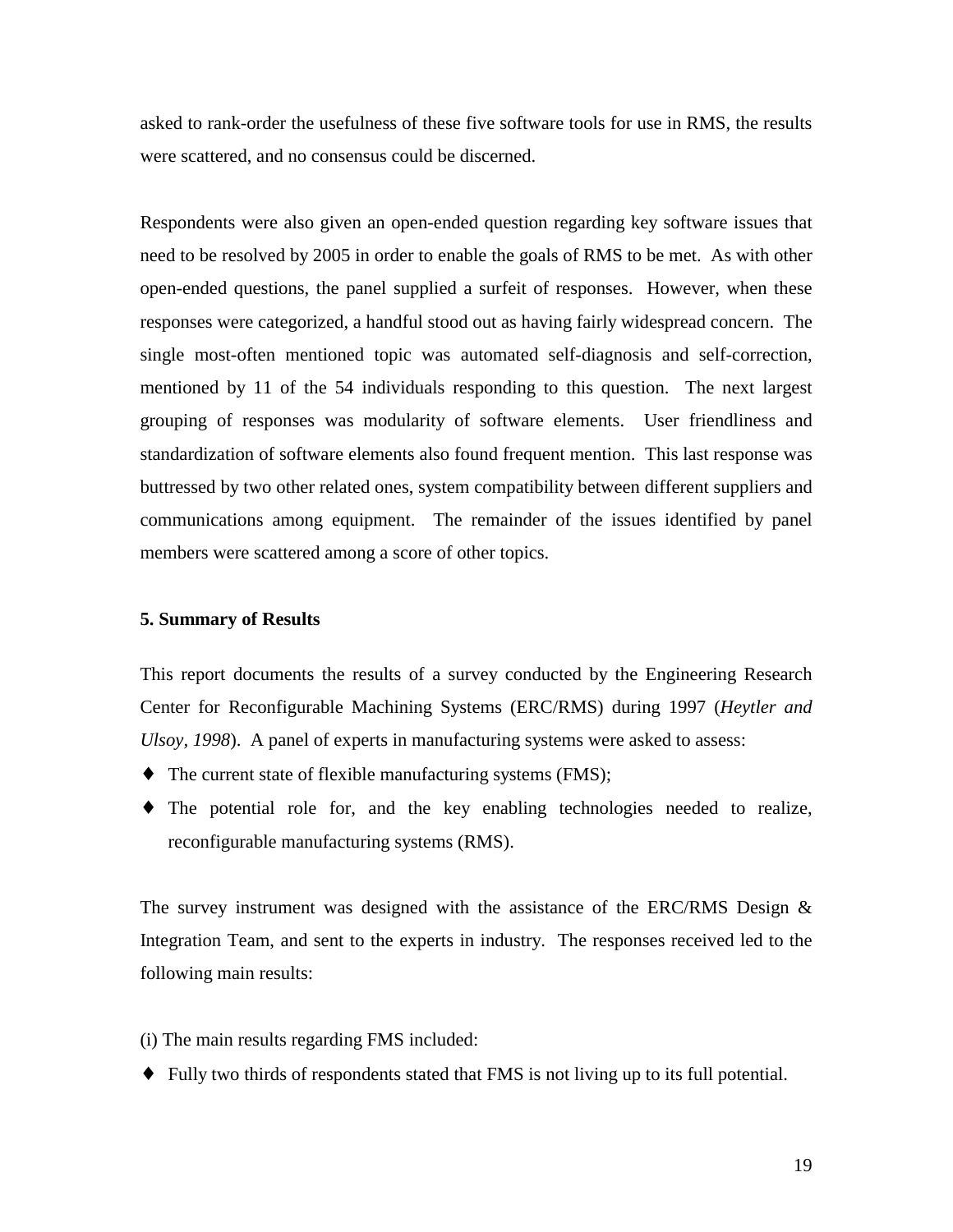asked to rank-order the usefulness of these five software tools for use in RMS, the results were scattered, and no consensus could be discerned.

Respondents were also given an open-ended question regarding key software issues that need to be resolved by 2005 in order to enable the goals of RMS to be met. As with other open-ended questions, the panel supplied a surfeit of responses. However, when these responses were categorized, a handful stood out as having fairly widespread concern. The single most-often mentioned topic was automated self-diagnosis and self-correction, mentioned by 11 of the 54 individuals responding to this question. The next largest grouping of responses was modularity of software elements. User friendliness and standardization of software elements also found frequent mention. This last response was buttressed by two other related ones, system compatibility between different suppliers and communications among equipment. The remainder of the issues identified by panel members were scattered among a score of other topics.

**5. Summary of Results**

This report documents the results of a survey conducted by the Engineering Research Center for Reconfigurable Machining Systems (ERC/RMS) during 1997 (*Heytler and Ulsoy, 1998*). A panel of experts in manufacturing systems were asked to assess:

- The current state of flexible manufacturing systems (FMS);
- The potential role for, and the key enabling technologies needed to realize, reconfigurable manufacturing systems (RMS).

The survey instrument was designed with the assistance of the ERC/RMS Design & Integration Team, and sent to the experts in industry. The responses received led to the following main results:

(i) The main results regarding FMS included:

- Fully two thirds of respondents stated that FMS is not living up to its full potential.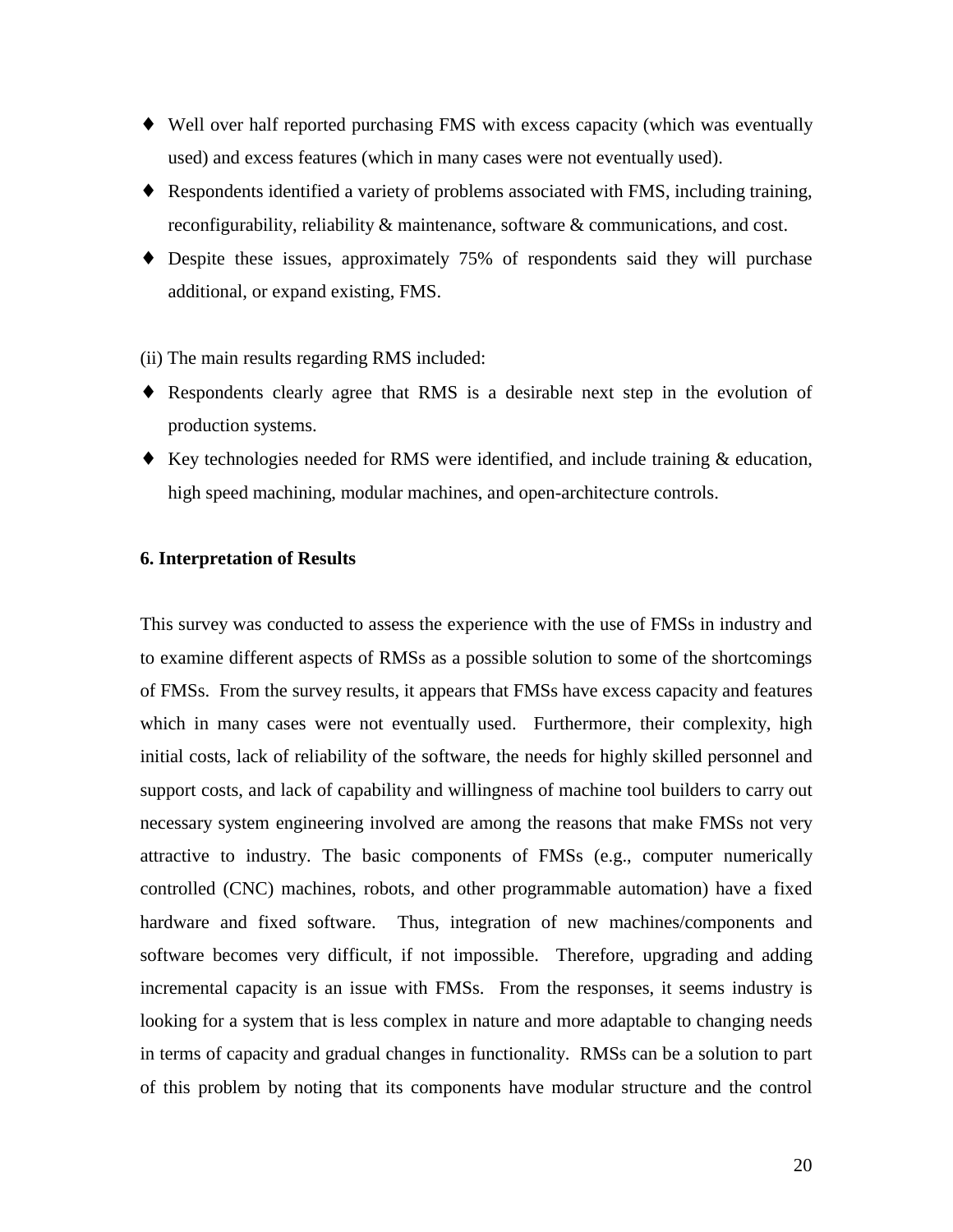- Well over half reported purchasing FMS with excess capacity (which was eventually used) and excess features (which in many cases were not eventually used).
- Respondents identified a variety of problems associated with FMS, including training, reconfigurability, reliability & maintenance, software & communications, and cost.
- Despite these issues, approximately 75% of respondents said they will purchase additional, or expand existing, FMS.

(ii) The main results regarding RMS included:

- Respondents clearly agree that RMS is a desirable next step in the evolution of production systems.
- Key technologies needed for RMS were identified, and include training & education, high speed machining, modular machines, and open-architecture controls.

## 6. Interpretation of Results

This survey was conducted to assess the experience with the use of FMSs in industry and to examine different aspects of RMSs as a possible solution to some of the shortcomings of FMSs. From the survey results, it appears that FMSs have excess capacity and features which in many cases were not eventually used. Furthermore, their complexity, high initial costs, lack of reliability of the software, the needs for highly skilled personnel and support costs, and lack of capability and willingness of machine tool builders to carry out necessary system engineering involved are among the reasons that make FMSs not very attractive to industry. The basic components of FMSs (e.g., computer numerically controlled (CNC) machines, robots, and other programmable automation) have a fixed hardware and fixed software. Thus, integration of new machines/components and software becomes very difficult, if not impossible. Therefore, upgrading and adding incremental capacity is an issue with FMSs. From the responses, it seems industry is looking for a system that is less complex in nature and more adaptable to changing needs in terms of capacity and gradual changes in functionality. RMSs can be a solution to part of this problem by noting that its components have modular structure and the control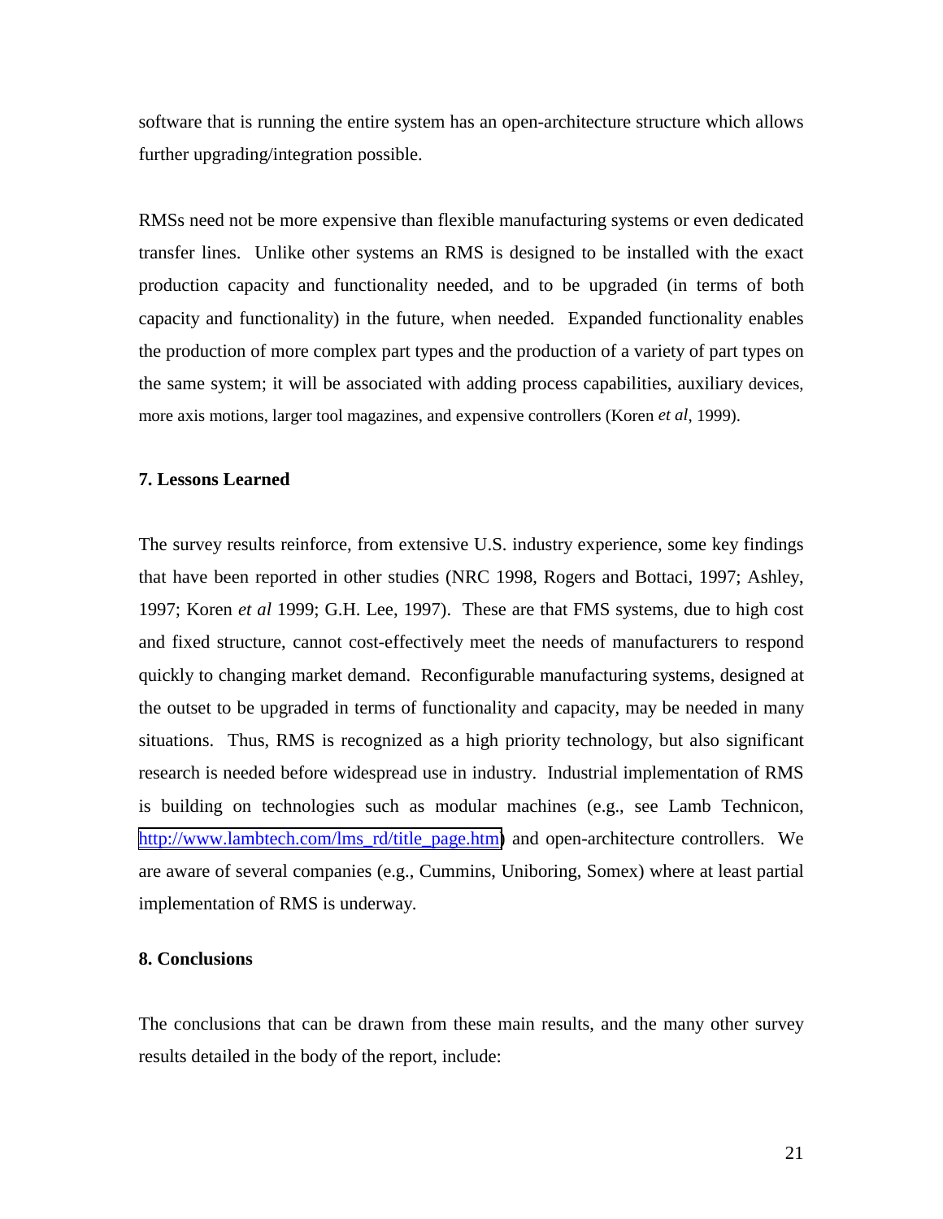software that is running the entire system has an open-architecture structure which allows further upgrading/integration possible.

RMSs need not be more expensive than flexible manufacturing systems or even dedicated transfer lines. Unlike other systems an RMS is designed to be installed with the exact production capacity and functionality needed, and to be upgraded (in terms of both capacity and functionality) in the future, when needed. Expanded functionality enables the production of more complex part types and the production of a variety of part types on the same system; it will be associated with adding process capabilities, auxiliary devices, more axis motions, larger tool magazines, and expensive controllers (Koren *et al*, 1999).

## 7. Lessons Learned

The survey results reinforce, from extensive U.S. industry experience, some key findings that have been reported in other studies (NRC 1998, Rogers and Bottaci, 1997; Ashley, 1997; Koren *et al* 1999; G.H. Lee, 1997). These are that FMS systems, due to high cost and fixed structure, cannot cost-effectively meet the needs of manufacturers to respond quickly to changing market demand. Reconfigurable manufacturing systems, designed at the outset to be upgraded in terms of functionality and capacity, may be needed in many situations. Thus, RMS is recognized as a high priority technology, but also significant research is needed before widespread use in industry. Industrial implementation of RMS is building on technologies such as modular machines (e.g., see Lamb Technicon, http://www.lambtech.com/lms_rd/title_page.htm) and open-architecture controllers. We are aware of several companies (e.g., Cummins, Uniboring, Somex) where at least partial implementation of RMS is underway.

## 8. Conclusions

The conclusions that can be drawn from these main results, and the many other survey results detailed in the body of the report, include: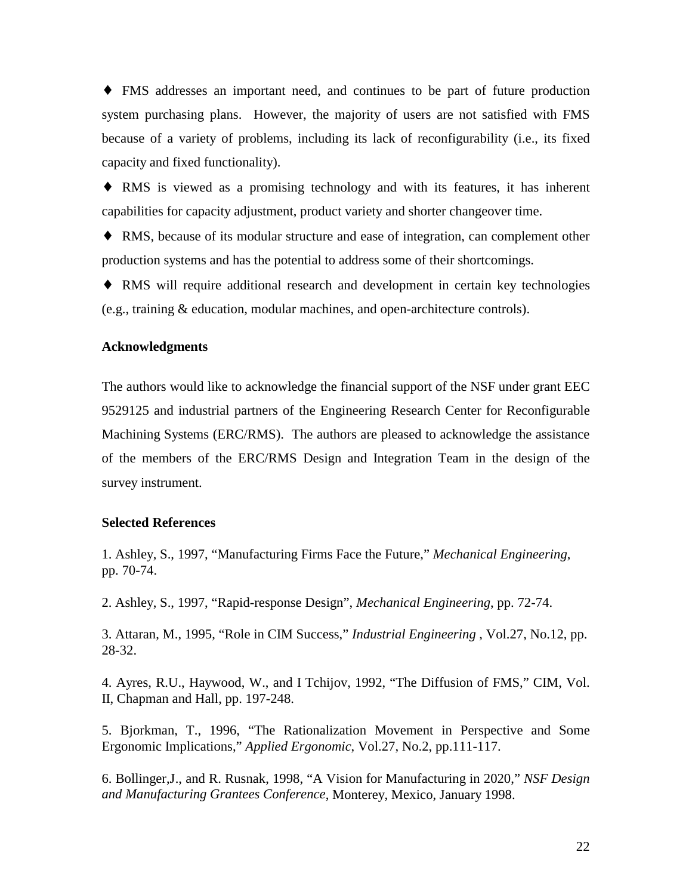♦ FMS addresses an important need, and continues to be part of future production system purchasing plans. However, the majority of users are not satisfied with FMS because of a variety of problems, including its lack of reconfigurability (i.e., its fixed capacity and fixed functionality).

♦ RMS is viewed as a promising technology and with its features, it has inherent capabilities for capacity adjustment, product variety and shorter changeover time.

♦ RMS, because of its modular structure and ease of integration, can complement other production systems and has the potential to address some of their shortcomings.

♦ RMS will require additional research and development in certain key technologies (e.g., training & education, modular machines, and open-architecture controls).

**Acknowledgments**

The authors would like to acknowledge the financial support of the NSF under grant EEC 9529125 and industrial partners of the Engineering Research Center for Reconfigurable Machining Systems (ERC/RMS). The authors are pleased to acknowledge the assistance of the members of the ERC/RMS Design and Integration Team in the design of the survey instrument.

**Selected References**

1. Ashley, S., 1997, "Manufacturing Firms Face the Future," *Mechanical Engineering*, pp. 70-74.

2. Ashley, S., 1997, "Rapid-response Design", *Mechanical Engineering*, pp. 72-74.

3. Attaran, M., 1995, "Role in CIM Success," *Industrial Engineering* , Vol.27, No.12, pp. 28-32.

4. Ayres, R.U., Haywood, W., and I Tchijov, 1992, "The Diffusion of FMS," CIM, Vol. II, Chapman and Hall, pp. 197-248.

5. Bjorkman, T., 1996, "The Rationalization Movement in Perspective and Some Ergonomic Implications," *Applied Ergonomic*, Vol.27, No.2, pp.111-117.

6. Bollinger,J., and R. Rusnak, 1998, "A Vision for Manufacturing in 2020," *NSF Design and Manufacturing Grantees Conference*, Monterey, Mexico, January 1998.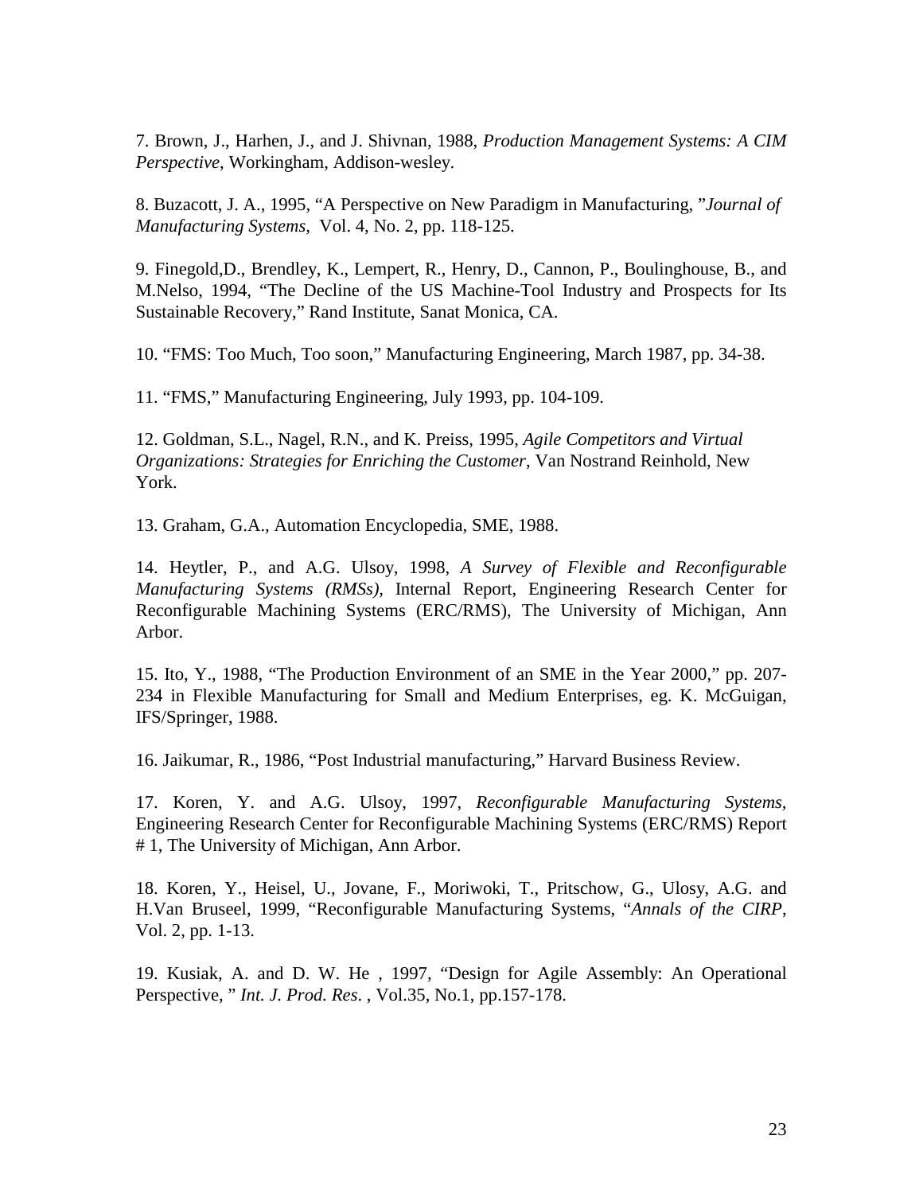7. Brown, J., Harhen, J., and J. Shivnan, 1988, *Production Management Systems: A CIM Perspective*, Workingham, Addison-wesley.

8. Buzacott, J. A., 1995, "A Perspective on New Paradigm in Manufacturing, "*Journal of Manufacturing Systems*, Vol. 4, No. 2, pp. 118-125.

9. Finegold,D., Brendley, K., Lempert, R., Henry, D., Cannon, P., Boulinghouse, B., and M.Nelso, 1994, "The Decline of the US Machine-Tool Industry and Prospects for Its Sustainable Recovery," Rand Institute, Sanat Monica, CA.

10. "FMS: Too Much, Too soon," Manufacturing Engineering, March 1987, pp. 34-38.

11. "FMS," Manufacturing Engineering, July 1993, pp. 104-109.

12. Goldman, S.L., Nagel, R.N., and K. Preiss, 1995, *Agile Competitors and Virtual Organizations: Strategies for Enriching the Customer*, Van Nostrand Reinhold, New York.

13. Graham, G.A., Automation Encyclopedia, SME, 1988.

14. Heytler, P., and A.G. Ulsoy, 1998, *A Survey of Flexible and Reconfigurable Manufacturing Systems (RMSs),* Internal Report, Engineering Research Center for Reconfigurable Machining Systems (ERC/RMS), The University of Michigan, Ann Arbor.

15. Ito, Y., 1988, "The Production Environment of an SME in the Year 2000," pp. 207-234 in Flexible Manufacturing for Small and Medium Enterprises, eg. K. McGuigan, IFS/Springer, 1988.

16. Jaikumar, R., 1986, "Post Industrial manufacturing," Harvard Business Review.

17. Koren, Y. and A.G. Ulsoy, 1997, *Reconfigurable Manufacturing Systems*, Engineering Research Center for Reconfigurable Machining Systems (ERC/RMS) Report # 1, The University of Michigan, Ann Arbor.

18. Koren, Y., Heisel, U., Jovane, F., Moriwoki, T., Pritschow, G., Ulosy, A.G. and H.Van Bruseel, 1999, "Reconfigurable Manufacturing Systems, "*Annals of the CIRP*, Vol. 2, pp. 1-13.

19. Kusiak, A. and D. W. He , 1997, "Design for Agile Assembly: An Operational Perspective, " *Int. J. Prod. Res.* , Vol.35, No.1, pp.157-178.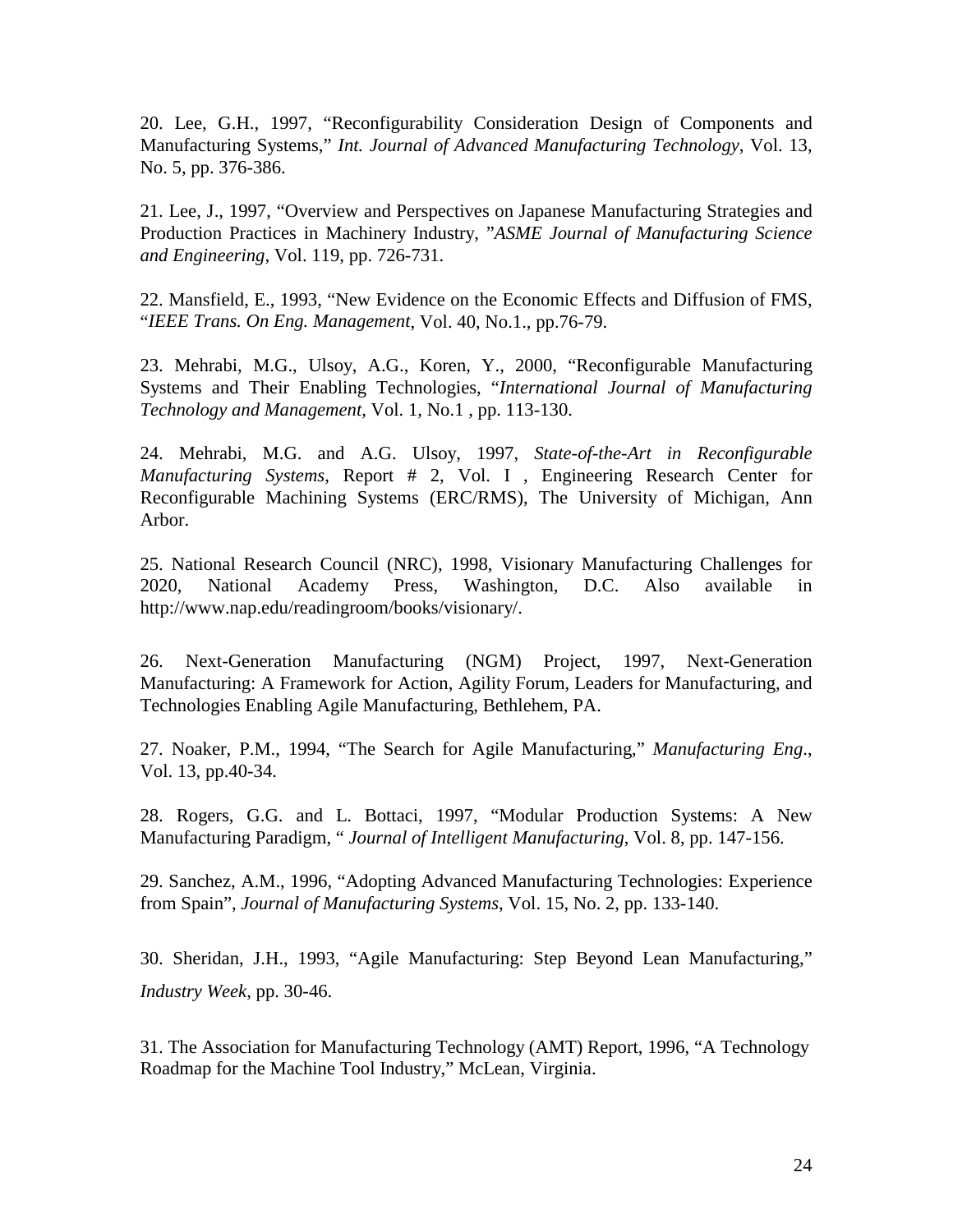20. Lee, G.H., 1997, "Reconfigurability Consideration Design of Components and Manufacturing Systems," *Int. Journal of Advanced Manufacturing Technology*, Vol. 13, No. 5, pp. 376-386.

21. Lee, J., 1997, "Overview and Perspectives on Japanese Manufacturing Strategies and Production Practices in Machinery Industry, "*ASME Journal of Manufacturing Science and Engineering*, Vol. 119, pp. 726-731.

22. Mansfield, E., 1993, "New Evidence on the Economic Effects and Diffusion of FMS, "*IEEE Trans. On Eng. Management*, Vol. 40, No.1., pp.76-79.

23. Mehrabi, M.G., Ulsoy, A.G., Koren, Y., 2000, "Reconfigurable Manufacturing Systems and Their Enabling Technologies, "*International Journal of Manufacturing Technology and Management*, Vol. 1, No.1 , pp. 113-130.

24. Mehrabi, M.G. and A.G. Ulsoy, 1997, *State-of-the-Art in Reconfigurable Manufacturing Systems*, Report # 2, Vol. I , Engineering Research Center for Reconfigurable Machining Systems (ERC/RMS), The University of Michigan, Ann Arbor.

25. National Research Council (NRC), 1998, Visionary Manufacturing Challenges for 2020, National Academy Press, Washington, D.C. Also available in http://www.nap.edu/readingroom/books/visionary/.

26. Next-Generation Manufacturing (NGM) Project, 1997, Next-Generation Manufacturing: A Framework for Action, Agility Forum, Leaders for Manufacturing, and Technologies Enabling Agile Manufacturing, Bethlehem, PA.

27. Noaker, P.M., 1994, "The Search for Agile Manufacturing," *Manufacturing Eng*., Vol. 13, pp.40-34.

28. Rogers, G.G. and L. Bottaci, 1997, "Modular Production Systems: A New Manufacturing Paradigm, " *Journal of Intelligent Manufacturing*, Vol. 8, pp. 147-156.

29. Sanchez, A.M., 1996, "Adopting Advanced Manufacturing Technologies: Experience from Spain", *Journal of Manufacturing Systems*, Vol. 15, No. 2, pp. 133-140.

30. Sheridan, J.H., 1993, "Agile Manufacturing: Step Beyond Lean Manufacturing," *Industry Week*, pp. 30-46.

31. The Association for Manufacturing Technology (AMT) Report, 1996, "A Technology Roadmap for the Machine Tool Industry," McLean, Virginia.